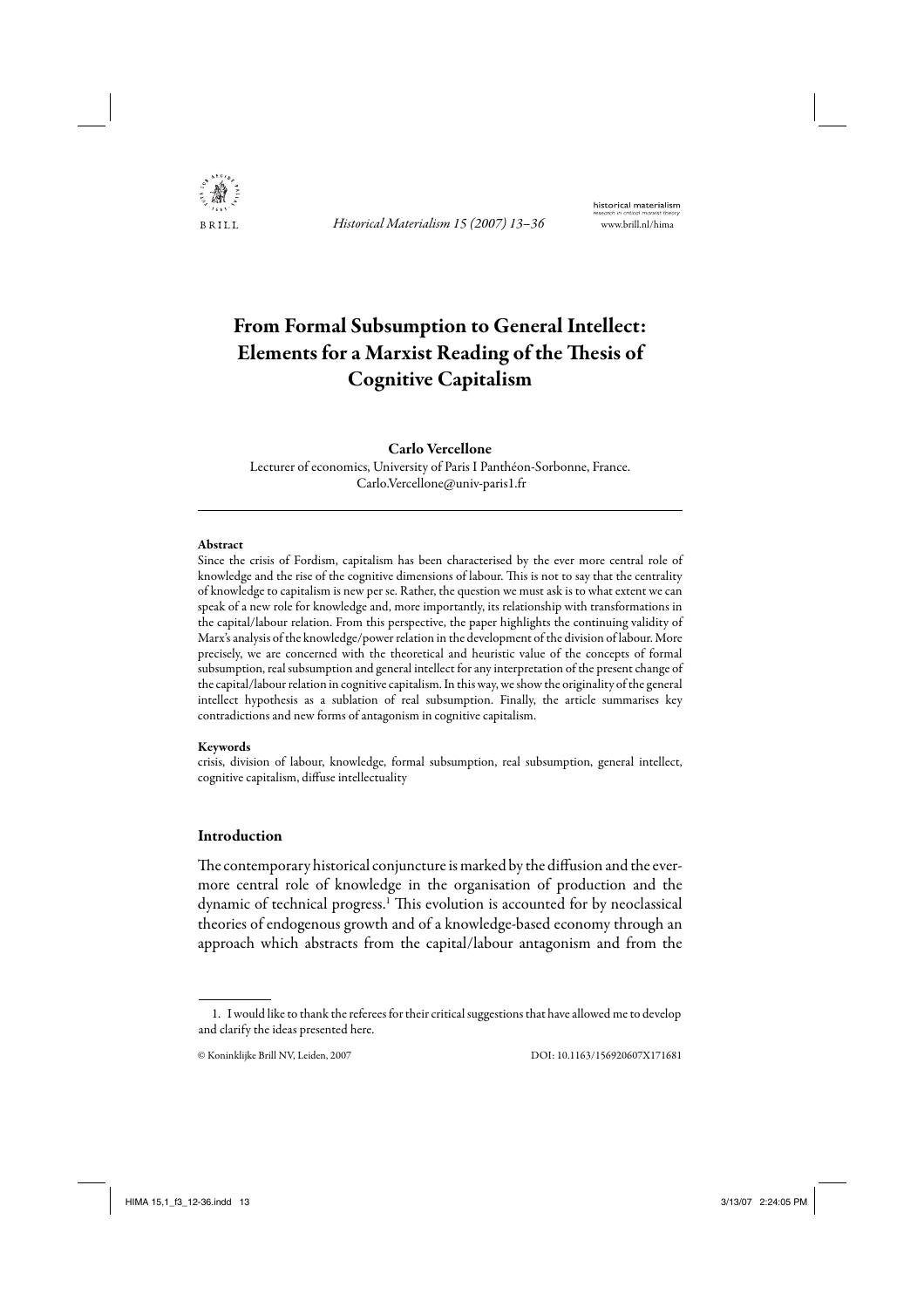# From Formal Subsumption to General Intellect: Elements for a Marxist Reading of the Thesis of Cognitive Capitalism

**Carlo Vercellone**

Lecturer of economics, University of Paris I Panthéon-Sorbonne, France.
Carlo.Vercellone@univ-paris1.fr

**Abstract**

Since the crisis of Fordism, capitalism has been characterised by the ever more central role of knowledge and the rise of the cognitive dimensions of labour. This is not to say that the centrality of knowledge to capitalism is new per se. Rather, the question we must ask is to what extent we can speak of a new role for knowledge and, more importantly, its relationship with transformations in the capital/labour relation. From this perspective, the paper highlights the continuing validity of Marx's analysis of the knowledge/power relation in the development of the division of labour. More precisely, we are concerned with the theoretical and heuristic value of the concepts of formal subsumption, real subsumption and general intellect for any interpretation of the present change of the capital/labour relation in cognitive capitalism. In this way, we show the originality of the general intellect hypothesis as a sublation of real subsumption. Finally, the article summarises key contradictions and new forms of antagonism in cognitive capitalism.

**Keywords**

crisis, division of labour, knowledge, formal subsumption, real subsumption, general intellect, cognitive capitalism, diffuse intellectuality

## Introduction

The contemporary historical conjuncture is marked by the diffusion and the ever-more central role of knowledge in the organisation of production and the dynamic of technical progress.[1] This evolution is accounted for by neoclassical theories of endogenous growth and of a knowledge-based economy through an approach which abstracts from the capital/labour antagonism and from the

1. I would like to thank the referees for their critical suggestions that have allowed me to develop and clarify the ideas presented here.

© Koninklijke Brill NV, Leiden, 2007 DOI: 10.1163/156920607X171681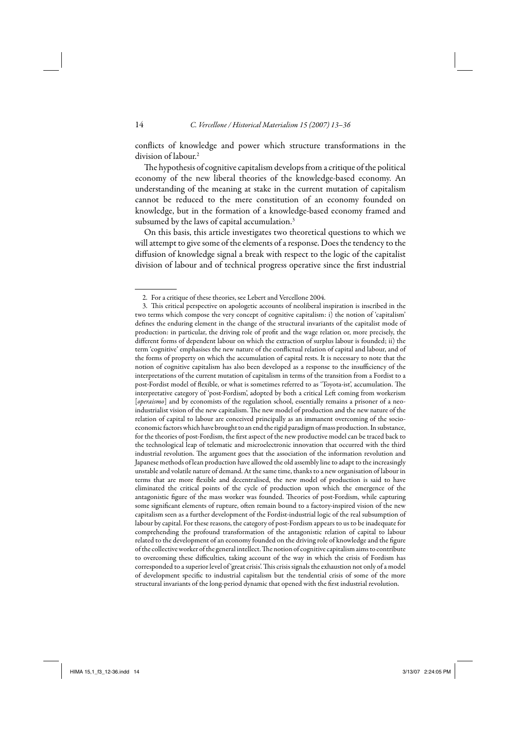conflicts of knowledge and power which structure transformations in the division of labour.[2]

The hypothesis of cognitive capitalism develops from a critique of the political economy of the new liberal theories of the knowledge-based economy. An understanding of the meaning at stake in the current mutation of capitalism cannot be reduced to the mere constitution of an economy founded on knowledge, but in the formation of a knowledge-based economy framed and subsumed by the laws of capital accumulation.[3]

On this basis, this article investigates two theoretical questions to which we will attempt to give some of the elements of a response. Does the tendency to the diffusion of knowledge signal a break with respect to the logic of the capitalist division of labour and of technical progress operative since the first industrial

---

2. For a critique of these theories, see Lebert and Vercellone 2004.

3. This critical perspective on apologetic accounts of neoliberal inspiration is inscribed in the two terms which compose the very concept of cognitive capitalism: i) the notion of 'capitalism' defines the enduring element in the change of the structural invariants of the capitalist mode of production: in particular, the driving role of profit and the wage relation or, more precisely, the different forms of dependent labour on which the extraction of surplus labour is founded; ii) the term 'cognitive' emphasises the new nature of the conflictual relation of capital and labour, and of the forms of property on which the accumulation of capital rests. It is necessary to note that the notion of cognitive capitalism has also been developed as a response to the insufficiency of the interpretations of the current mutation of capitalism in terms of the transition from a Fordist to a post-Fordist model of flexible, or what is sometimes referred to as 'Toyota-ist', accumulation. The interpretative category of 'post-Fordism', adopted by both a critical Left coming from workerism [*operaismo*] and by economists of the regulation school, essentially remains a prisoner of a neo-industrialist vision of the new capitalism. The new model of production and the new nature of the relation of capital to labour are conceived principally as an immanent overcoming of the socio-economic factors which have brought to an end the rigid paradigm of mass production. In substance, for the theories of post-Fordism, the first aspect of the new productive model can be traced back to the technological leap of telematic and microelectronic innovation that occurred with the third industrial revolution. The argument goes that the association of the information revolution and Japanese methods of lean production have allowed the old assembly line to adapt to the increasingly unstable and volatile nature of demand. At the same time, thanks to a new organisation of labour in terms that are more flexible and decentralised, the new model of production is said to have eliminated the critical points of the cycle of production upon which the emergence of the antagonistic figure of the mass worker was founded. Theories of post-Fordism, while capturing some significant elements of rupture, often remain bound to a factory-inspired vision of the new capitalism seen as a further development of the Fordist-industrial logic of the real subsumption of labour by capital. For these reasons, the category of post-Fordism appears to us to be inadequate for comprehending the profound transformation of the antagonistic relation of capital to labour related to the development of an economy founded on the driving role of knowledge and the figure of the collective worker of the general intellect. The notion of cognitive capitalism aims to contribute to overcoming these difficulties, taking account of the way in which the crisis of Fordism has corresponded to a superior level of 'great crisis'. This crisis signals the exhaustion not only of a model of development specific to industrial capitalism but the tendential crisis of some of the more structural invariants of the long-period dynamic that opened with the first industrial revolution.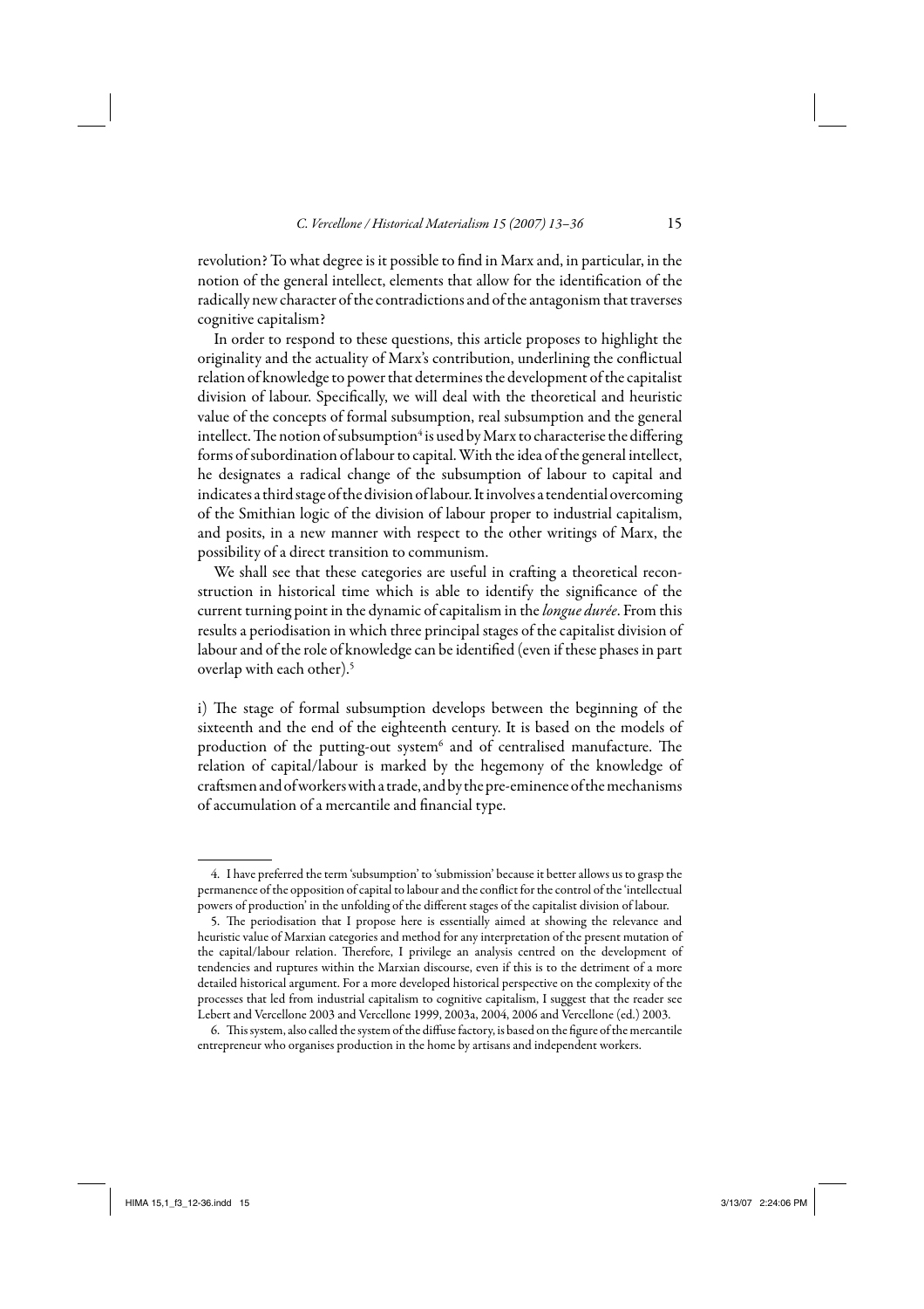revolution? To what degree is it possible to find in Marx and, in particular, in the notion of the general intellect, elements that allow for the identification of the radically new character of the contradictions and of the antagonism that traverses cognitive capitalism?

In order to respond to these questions, this article proposes to highlight the originality and the actuality of Marx's contribution, underlining the conflictual relation of knowledge to power that determines the development of the capitalist division of labour. Specifically, we will deal with the theoretical and heuristic value of the concepts of formal subsumption, real subsumption and the general intellect. The notion of subsumption[4] is used by Marx to characterise the differing forms of subordination of labour to capital. With the idea of the general intellect, he designates a radical change of the subsumption of labour to capital and indicates a third stage of the division of labour. It involves a tendential overcoming of the Smithian logic of the division of labour proper to industrial capitalism, and posits, in a new manner with respect to the other writings of Marx, the possibility of a direct transition to communism.

We shall see that these categories are useful in crafting a theoretical reconstruction in historical time which is able to identify the significance of the current turning point in the dynamic of capitalism in the *longue durée*. From this results a periodisation in which three principal stages of the capitalist division of labour and of the role of knowledge can be identified (even if these phases in part overlap with each other).[5]

i) The stage of formal subsumption develops between the beginning of the sixteenth and the end of the eighteenth century. It is based on the models of production of the putting-out system[6] and of centralised manufacture. The relation of capital/labour is marked by the hegemony of the knowledge of craftsmen and of workers with a trade, and by the pre-eminence of the mechanisms of accumulation of a mercantile and financial type.

---

4. I have preferred the term 'subsumption' to 'submission' because it better allows us to grasp the permanence of the opposition of capital to labour and the conflict for the control of the 'intellectual powers of production' in the unfolding of the different stages of the capitalist division of labour.

5. The periodisation that I propose here is essentially aimed at showing the relevance and heuristic value of Marxian categories and method for any interpretation of the present mutation of the capital/labour relation. Therefore, I privilege an analysis centred on the development of tendencies and ruptures within the Marxian discourse, even if this is to the detriment of a more detailed historical argument. For a more developed historical perspective on the complexity of the processes that led from industrial capitalism to cognitive capitalism, I suggest that the reader see Lebert and Vercellone 2003 and Vercellone 1999, 2003a, 2004, 2006 and Vercellone (ed.) 2003.

6. This system, also called the system of the diffuse factory, is based on the figure of the mercantile entrepreneur who organises production in the home by artisans and independent workers.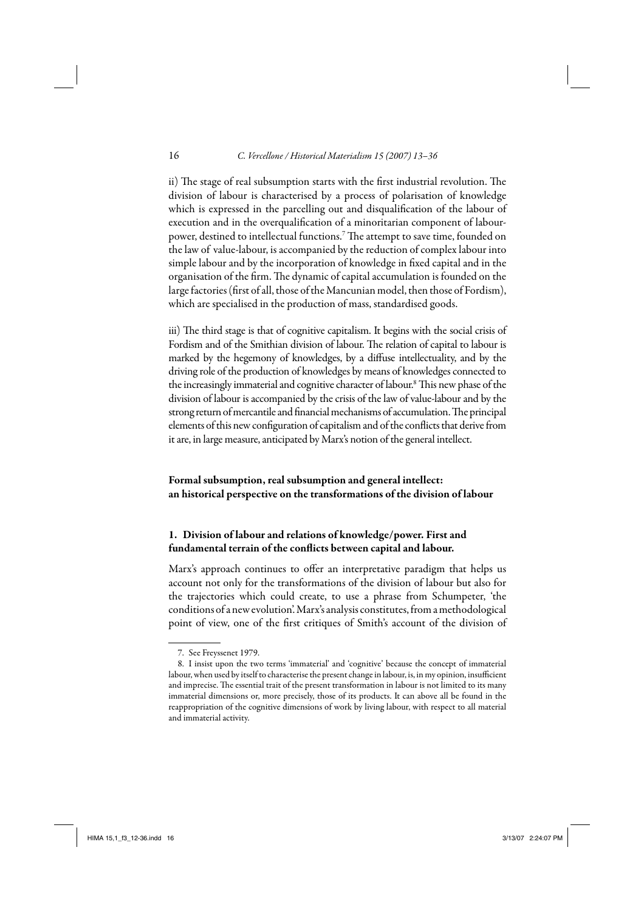ii) The stage of real subsumption starts with the first industrial revolution. The division of labour is characterised by a process of polarisation of knowledge which is expressed in the parcelling out and disqualification of the labour of execution and in the overqualification of a minoritarian component of labour-power, destined to intellectual functions.[7] The attempt to save time, founded on the law of value-labour, is accompanied by the reduction of complex labour into simple labour and by the incorporation of knowledge in fixed capital and in the organisation of the firm. The dynamic of capital accumulation is founded on the large factories (first of all, those of the Mancunian model, then those of Fordism), which are specialised in the production of mass, standardised goods.

iii) The third stage is that of cognitive capitalism. It begins with the social crisis of Fordism and of the Smithian division of labour. The relation of capital to labour is marked by the hegemony of knowledges, by a diffuse intellectuality, and by the driving role of the production of knowledges by means of knowledges connected to the increasingly immaterial and cognitive character of labour.[8] This new phase of the division of labour is accompanied by the crisis of the law of value-labour and by the strong return of mercantile and financial mechanisms of accumulation. The principal elements of this new configuration of capitalism and of the conflicts that derive from it are, in large measure, anticipated by Marx's notion of the general intellect.

## Formal subsumption, real subsumption and general intellect: an historical perspective on the transformations of the division of labour

### 1. Division of labour and relations of knowledge/power. First and fundamental terrain of the conflicts between capital and labour.

Marx's approach continues to offer an interpretative paradigm that helps us account not only for the transformations of the division of labour but also for the trajectories which could create, to use a phrase from Schumpeter, 'the conditions of a new evolution'. Marx's analysis constitutes, from a methodological point of view, one of the first critiques of Smith's account of the division of

---

7. See Freyssenet 1979.

8. I insist upon the two terms 'immaterial' and 'cognitive' because the concept of immaterial labour, when used by itself to characterise the present change in labour, is, in my opinion, insufficient and imprecise. The essential trait of the present transformation in labour is not limited to its many immaterial dimensions or, more precisely, those of its products. It can above all be found in the reappropriation of the cognitive dimensions of work by living labour, with respect to all material and immaterial activity.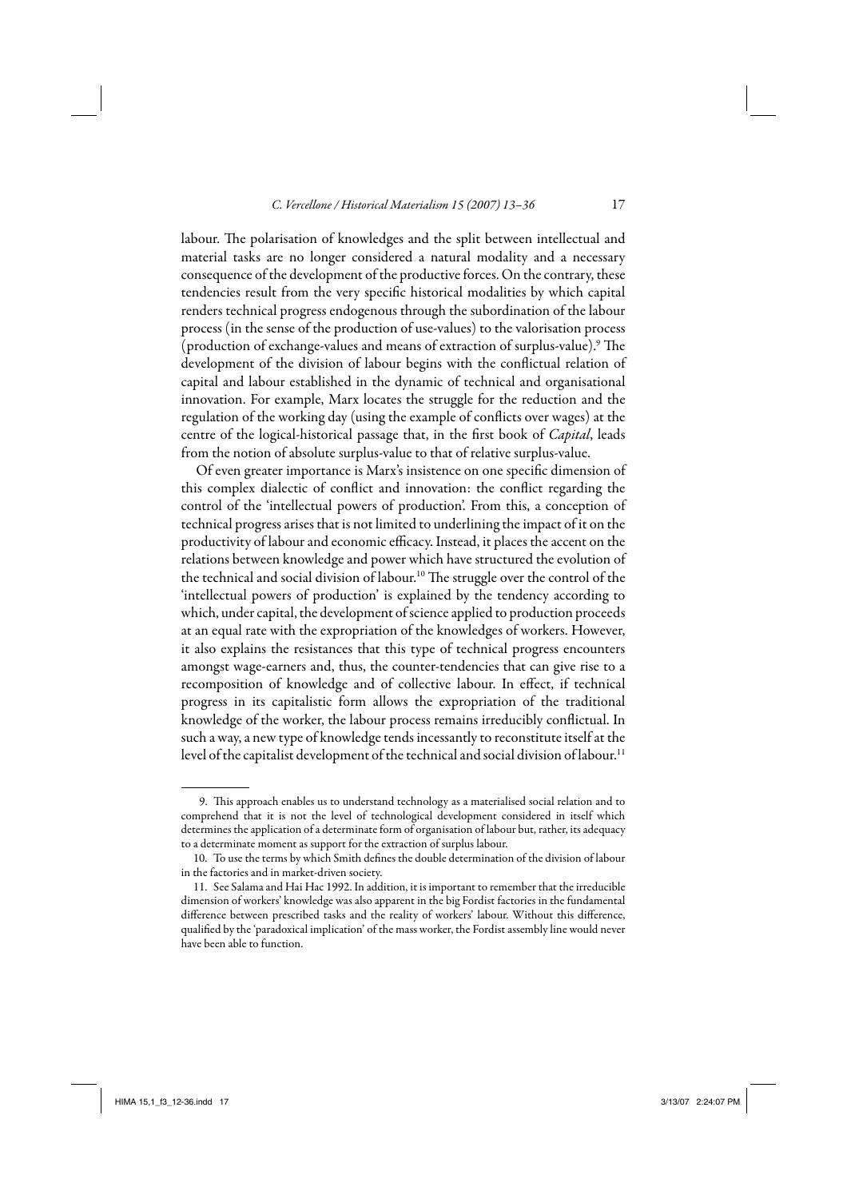labour. The polarisation of knowledges and the split between intellectual and material tasks are no longer considered a natural modality and a necessary consequence of the development of the productive forces. On the contrary, these tendencies result from the very specific historical modalities by which capital renders technical progress endogenous through the subordination of the labour process (in the sense of the production of use-values) to the valorisation process (production of exchange-values and means of extraction of surplus-value).[9] The development of the division of labour begins with the conflictual relation of capital and labour established in the dynamic of technical and organisational innovation. For example, Marx locates the struggle for the reduction and the regulation of the working day (using the example of conflicts over wages) at the centre of the logical-historical passage that, in the first book of *Capital*, leads from the notion of absolute surplus-value to that of relative surplus-value.

Of even greater importance is Marx's insistence on one specific dimension of this complex dialectic of conflict and innovation: the conflict regarding the control of the 'intellectual powers of production'. From this, a conception of technical progress arises that is not limited to underlining the impact of it on the productivity of labour and economic efficacy. Instead, it places the accent on the relations between knowledge and power which have structured the evolution of the technical and social division of labour.[10] The struggle over the control of the 'intellectual powers of production' is explained by the tendency according to which, under capital, the development of science applied to production proceeds at an equal rate with the expropriation of the knowledges of workers. However, it also explains the resistances that this type of technical progress encounters amongst wage-earners and, thus, the counter-tendencies that can give rise to a recomposition of knowledge and of collective labour. In effect, if technical progress in its capitalistic form allows the expropriation of the traditional knowledge of the worker, the labour process remains irreducibly conflictual. In such a way, a new type of knowledge tends incessantly to reconstitute itself at the level of the capitalist development of the technical and social division of labour.[11]

---

9. This approach enables us to understand technology as a materialised social relation and to comprehend that it is not the level of technological development considered in itself which determines the application of a determinate form of organisation of labour but, rather, its adequacy to a determinate moment as support for the extraction of surplus labour.

10. To use the terms by which Smith defines the double determination of the division of labour in the factories and in market-driven society.

11. See Salama and Hai Hac 1992. In addition, it is important to remember that the irreducible dimension of workers' knowledge was also apparent in the big Fordist factories in the fundamental difference between prescribed tasks and the reality of workers' labour. Without this difference, qualified by the 'paradoxical implication' of the mass worker, the Fordist assembly line would never have been able to function.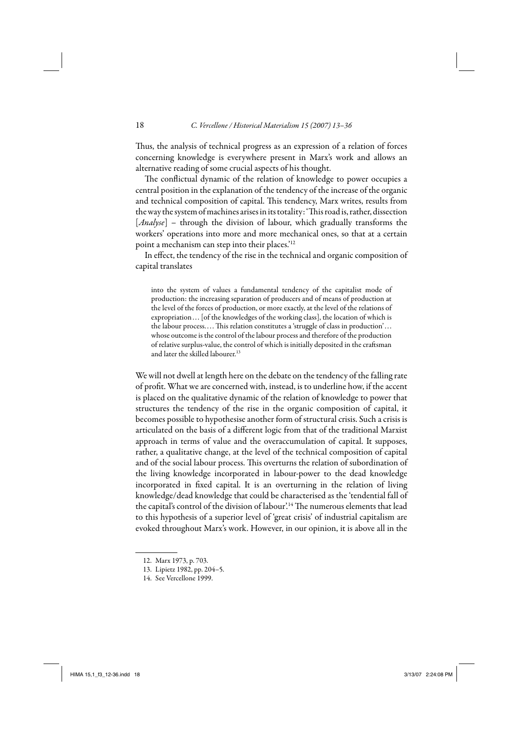Thus, the analysis of technical progress as an expression of a relation of forces concerning knowledge is everywhere present in Marx's work and allows an alternative reading of some crucial aspects of his thought.

The conflictual dynamic of the relation of knowledge to power occupies a central position in the explanation of the tendency of the increase of the organic and technical composition of capital. This tendency, Marx writes, results from the way the system of machines arises in its totality: 'This road is, rather, dissection [*Analyse*] – through the division of labour, which gradually transforms the workers' operations into more and more mechanical ones, so that at a certain point a mechanism can step into their places.'[12]

In effect, the tendency of the rise in the technical and organic composition of capital translates

> into the system of values a fundamental tendency of the capitalist mode of production: the increasing separation of producers and of means of production at the level of the forces of production, or more exactly, at the level of the relations of expropriation… [of the knowledges of the working class], the location of which is the labour process.… This relation constitutes a 'struggle of class in production'… whose outcome is the control of the labour process and therefore of the production of relative surplus-value, the control of which is initially deposited in the craftsman and later the skilled labourer.[13]

We will not dwell at length here on the debate on the tendency of the falling rate of profit. What we are concerned with, instead, is to underline how, if the accent is placed on the qualitative dynamic of the relation of knowledge to power that structures the tendency of the rise in the organic composition of capital, it becomes possible to hypothesise another form of structural crisis. Such a crisis is articulated on the basis of a different logic from that of the traditional Marxist approach in terms of value and the overaccumulation of capital. It supposes, rather, a qualitative change, at the level of the technical composition of capital and of the social labour process. This overturns the relation of subordination of the living knowledge incorporated in labour-power to the dead knowledge incorporated in fixed capital. It is an overturning in the relation of living knowledge/dead knowledge that could be characterised as the 'tendential fall of the capital's control of the division of labour'.[14] The numerous elements that lead to this hypothesis of a superior level of 'great crisis' of industrial capitalism are evoked throughout Marx's work. However, in our opinion, it is above all in the

12. Marx 1973, p. 703.
13. Lipietz 1982, pp. 204–5.
14. See Vercellone 1999.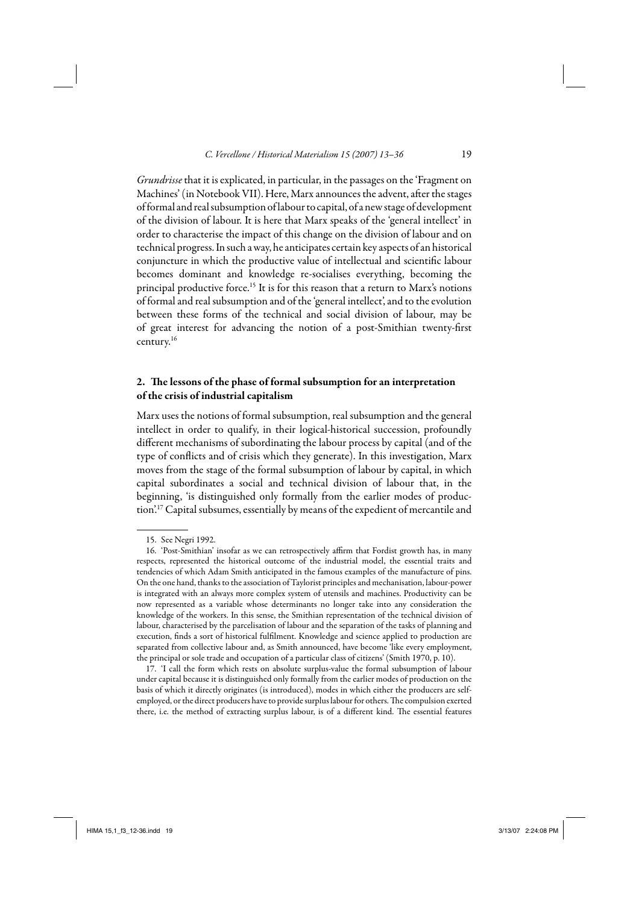*Grundrisse* that it is explicated, in particular, in the passages on the 'Fragment on Machines' (in Notebook VII). Here, Marx announces the advent, after the stages of formal and real subsumption of labour to capital, of a new stage of development of the division of labour. It is here that Marx speaks of the 'general intellect' in order to characterise the impact of this change on the division of labour and on technical progress. In such a way, he anticipates certain key aspects of an historical conjuncture in which the productive value of intellectual and scientific labour becomes dominant and knowledge re-socialises everything, becoming the principal productive force.[15] It is for this reason that a return to Marx's notions of formal and real subsumption and of the 'general intellect', and to the evolution between these forms of the technical and social division of labour, may be of great interest for advancing the notion of a post-Smithian twenty-first century.[16]

## 2. The lessons of the phase of formal subsumption for an interpretation of the crisis of industrial capitalism

Marx uses the notions of formal subsumption, real subsumption and the general intellect in order to qualify, in their logical-historical succession, profoundly different mechanisms of subordinating the labour process by capital (and of the type of conflicts and of crisis which they generate). In this investigation, Marx moves from the stage of the formal subsumption of labour by capital, in which capital subordinates a social and technical division of labour that, in the beginning, 'is distinguished only formally from the earlier modes of production'.[17] Capital subsumes, essentially by means of the expedient of mercantile and

---

15. See Negri 1992.

16. 'Post-Smithian' insofar as we can retrospectively affirm that Fordist growth has, in many respects, represented the historical outcome of the industrial model, the essential traits and tendencies of which Adam Smith anticipated in the famous examples of the manufacture of pins. On the one hand, thanks to the association of Taylorist principles and mechanisation, labour-power is integrated with an always more complex system of utensils and machines. Productivity can be now represented as a variable whose determinants no longer take into any consideration the knowledge of the workers. In this sense, the Smithian representation of the technical division of labour, characterised by the parcelisation of labour and the separation of the tasks of planning and execution, finds a sort of historical fulfilment. Knowledge and science applied to production are separated from collective labour and, as Smith announced, have become 'like every employment, the principal or sole trade and occupation of a particular class of citizens' (Smith 1970, p. 10).

17. 'I call the form which rests on absolute surplus-value the formal subsumption of labour under capital because it is distinguished only formally from the earlier modes of production on the basis of which it directly originates (is introduced), modes in which either the producers are self-employed, or the direct producers have to provide surplus labour for others. The compulsion exerted there, i.e. the method of extracting surplus labour, is of a different kind. The essential features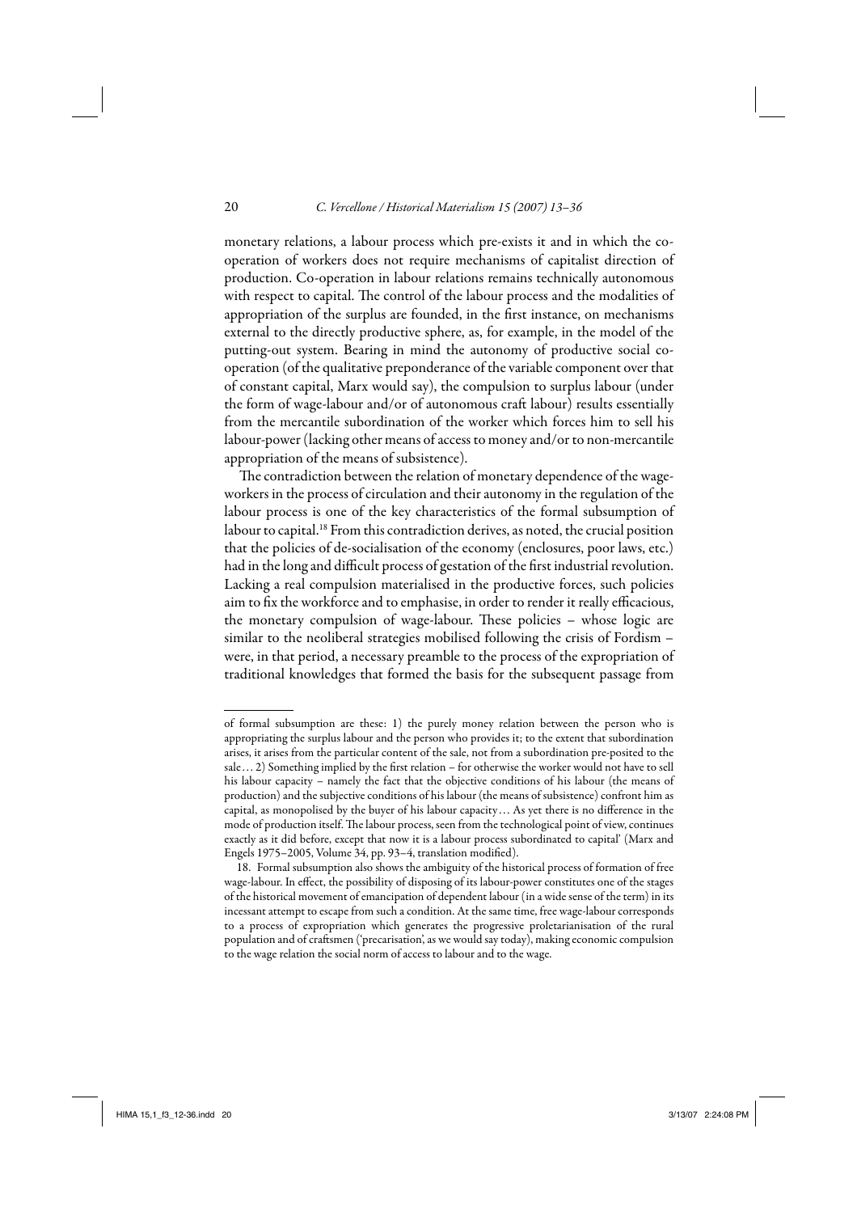monetary relations, a labour process which pre-exists it and in which the co-operation of workers does not require mechanisms of capitalist direction of production. Co-operation in labour relations remains technically autonomous with respect to capital. The control of the labour process and the modalities of appropriation of the surplus are founded, in the first instance, on mechanisms external to the directly productive sphere, as, for example, in the model of the putting-out system. Bearing in mind the autonomy of productive social co-operation (of the qualitative preponderance of the variable component over that of constant capital, Marx would say), the compulsion to surplus labour (under the form of wage-labour and/or of autonomous craft labour) results essentially from the mercantile subordination of the worker which forces him to sell his labour-power (lacking other means of access to money and/or to non-mercantile appropriation of the means of subsistence).

The contradiction between the relation of monetary dependence of the wage-workers in the process of circulation and their autonomy in the regulation of the labour process is one of the key characteristics of the formal subsumption of labour to capital.[18] From this contradiction derives, as noted, the crucial position that the policies of de-socialisation of the economy (enclosures, poor laws, etc.) had in the long and difficult process of gestation of the first industrial revolution. Lacking a real compulsion materialised in the productive forces, such policies aim to fix the workforce and to emphasise, in order to render it really efficacious, the monetary compulsion of wage-labour. These policies – whose logic are similar to the neoliberal strategies mobilised following the crisis of Fordism – were, in that period, a necessary preamble to the process of the expropriation of traditional knowledges that formed the basis for the subsequent passage from

---

of formal subsumption are these: 1) the purely money relation between the person who is appropriating the surplus labour and the person who provides it; to the extent that subordination arises, it arises from the particular content of the sale, not from a subordination pre-posited to the sale… 2) Something implied by the first relation – for otherwise the worker would not have to sell his labour capacity – namely the fact that the objective conditions of his labour (the means of production) and the subjective conditions of his labour (the means of subsistence) confront him as capital, as monopolised by the buyer of his labour capacity… As yet there is no difference in the mode of production itself. The labour process, seen from the technological point of view, continues exactly as it did before, except that now it is a labour process subordinated to capital' (Marx and Engels 1975–2005, Volume 34, pp. 93–4, translation modified).

18. Formal subsumption also shows the ambiguity of the historical process of formation of free wage-labour. In effect, the possibility of disposing of its labour-power constitutes one of the stages of the historical movement of emancipation of dependent labour (in a wide sense of the term) in its incessant attempt to escape from such a condition. At the same time, free wage-labour corresponds to a process of expropriation which generates the progressive proletarianisation of the rural population and of craftsmen ('precarisation', as we would say today), making economic compulsion to the wage relation the social norm of access to labour and to the wage.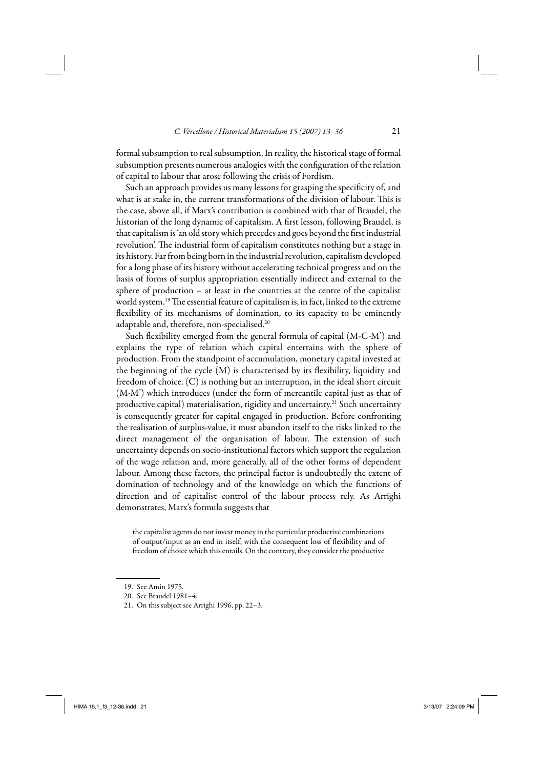formal subsumption to real subsumption. In reality, the historical stage of formal subsumption presents numerous analogies with the configuration of the relation of capital to labour that arose following the crisis of Fordism.

Such an approach provides us many lessons for grasping the specificity of, and what is at stake in, the current transformations of the division of labour. This is the case, above all, if Marx's contribution is combined with that of Braudel, the historian of the long dynamic of capitalism. A first lesson, following Braudel, is that capitalism is 'an old story which precedes and goes beyond the first industrial revolution'. The industrial form of capitalism constitutes nothing but a stage in its history. Far from being born in the industrial revolution, capitalism developed for a long phase of its history without accelerating technical progress and on the basis of forms of surplus appropriation essentially indirect and external to the sphere of production – at least in the countries at the centre of the capitalist world system.[19] The essential feature of capitalism is, in fact, linked to the extreme flexibility of its mechanisms of domination, to its capacity to be eminently adaptable and, therefore, non-specialised.[20]

Such flexibility emerged from the general formula of capital (M-C-M') and explains the type of relation which capital entertains with the sphere of production. From the standpoint of accumulation, monetary capital invested at the beginning of the cycle (M) is characterised by its flexibility, liquidity and freedom of choice. (C) is nothing but an interruption, in the ideal short circuit (M-M') which introduces (under the form of mercantile capital just as that of productive capital) materialisation, rigidity and uncertainty.[21] Such uncertainty is consequently greater for capital engaged in production. Before confronting the realisation of surplus-value, it must abandon itself to the risks linked to the direct management of the organisation of labour. The extension of such uncertainty depends on socio-institutional factors which support the regulation of the wage relation and, more generally, all of the other forms of dependent labour. Among these factors, the principal factor is undoubtedly the extent of domination of technology and of the knowledge on which the functions of direction and of capitalist control of the labour process rely. As Arrighi demonstrates, Marx's formula suggests that

> the capitalist agents do not invest money in the particular productive combinations of output/input as an end in itself, with the consequent loss of flexibility and of freedom of choice which this entails. On the contrary, they consider the productive

19. See Amin 1975.

20. See Braudel 1981–4.

21. On this subject see Arrighi 1996, pp. 22–3.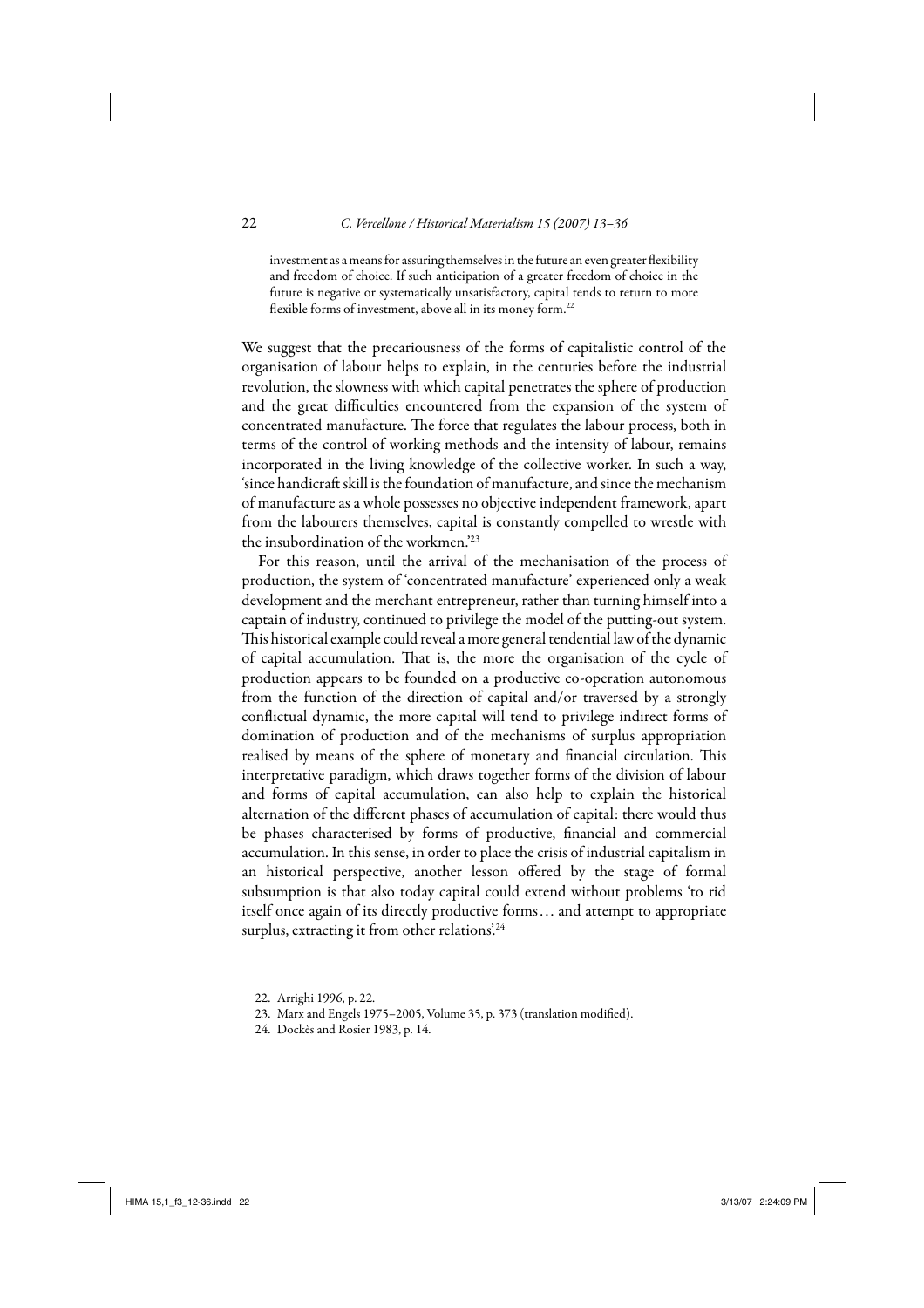> investment as a means for assuring themselves in the future an even greater flexibility and freedom of choice. If such anticipation of a greater freedom of choice in the future is negative or systematically unsatisfactory, capital tends to return to more flexible forms of investment, above all in its money form.[22]

We suggest that the precariousness of the forms of capitalistic control of the organisation of labour helps to explain, in the centuries before the industrial revolution, the slowness with which capital penetrates the sphere of production and the great difficulties encountered from the expansion of the system of concentrated manufacture. The force that regulates the labour process, both in terms of the control of working methods and the intensity of labour, remains incorporated in the living knowledge of the collective worker. In such a way, 'since handicraft skill is the foundation of manufacture, and since the mechanism of manufacture as a whole possesses no objective independent framework, apart from the labourers themselves, capital is constantly compelled to wrestle with the insubordination of the workmen.'[23]

For this reason, until the arrival of the mechanisation of the process of production, the system of 'concentrated manufacture' experienced only a weak development and the merchant entrepreneur, rather than turning himself into a captain of industry, continued to privilege the model of the putting-out system. This historical example could reveal a more general tendential law of the dynamic of capital accumulation. That is, the more the organisation of the cycle of production appears to be founded on a productive co-operation autonomous from the function of the direction of capital and/or traversed by a strongly conflictual dynamic, the more capital will tend to privilege indirect forms of domination of production and of the mechanisms of surplus appropriation realised by means of the sphere of monetary and financial circulation. This interpretative paradigm, which draws together forms of the division of labour and forms of capital accumulation, can also help to explain the historical alternation of the different phases of accumulation of capital: there would thus be phases characterised by forms of productive, financial and commercial accumulation. In this sense, in order to place the crisis of industrial capitalism in an historical perspective, another lesson offered by the stage of formal subsumption is that also today capital could extend without problems 'to rid itself once again of its directly productive forms… and attempt to appropriate surplus, extracting it from other relations'.[24]

---

22. Arrighi 1996, p. 22.
23. Marx and Engels 1975–2005, Volume 35, p. 373 (translation modified).
24. Dockès and Rosier 1983, p. 14.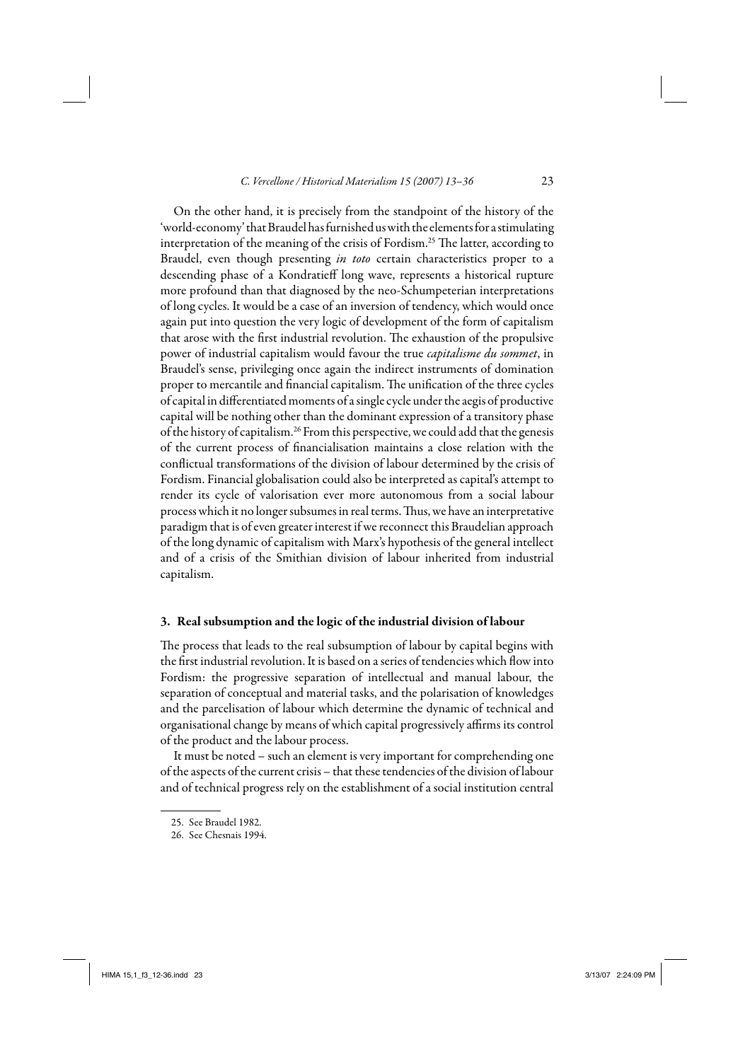On the other hand, it is precisely from the standpoint of the history of the 'world-economy' that Braudel has furnished us with the elements for a stimulating interpretation of the meaning of the crisis of Fordism.[25] The latter, according to Braudel, even though presenting *in toto* certain characteristics proper to a descending phase of a Kondratieff long wave, represents a historical rupture more profound than that diagnosed by the neo-Schumpeterian interpretations of long cycles. It would be a case of an inversion of tendency, which would once again put into question the very logic of development of the form of capitalism that arose with the first industrial revolution. The exhaustion of the propulsive power of industrial capitalism would favour the true *capitalisme du sommet*, in Braudel's sense, privileging once again the indirect instruments of domination proper to mercantile and financial capitalism. The unification of the three cycles of capital in differentiated moments of a single cycle under the aegis of productive capital will be nothing other than the dominant expression of a transitory phase of the history of capitalism.[26] From this perspective, we could add that the genesis of the current process of financialisation maintains a close relation with the conflictual transformations of the division of labour determined by the crisis of Fordism. Financial globalisation could also be interpreted as capital's attempt to render its cycle of valorisation ever more autonomous from a social labour process which it no longer subsumes in real terms. Thus, we have an interpretative paradigm that is of even greater interest if we reconnect this Braudelian approach of the long dynamic of capitalism with Marx's hypothesis of the general intellect and of a crisis of the Smithian division of labour inherited from industrial capitalism.

## 3. Real subsumption and the logic of the industrial division of labour

The process that leads to the real subsumption of labour by capital begins with the first industrial revolution. It is based on a series of tendencies which flow into Fordism: the progressive separation of intellectual and manual labour, the separation of conceptual and material tasks, and the polarisation of knowledges and the parcelisation of labour which determine the dynamic of technical and organisational change by means of which capital progressively affirms its control of the product and the labour process.

It must be noted – such an element is very important for comprehending one of the aspects of the current crisis – that these tendencies of the division of labour and of technical progress rely on the establishment of a social institution central

25. See Braudel 1982.

26. See Chesnais 1994.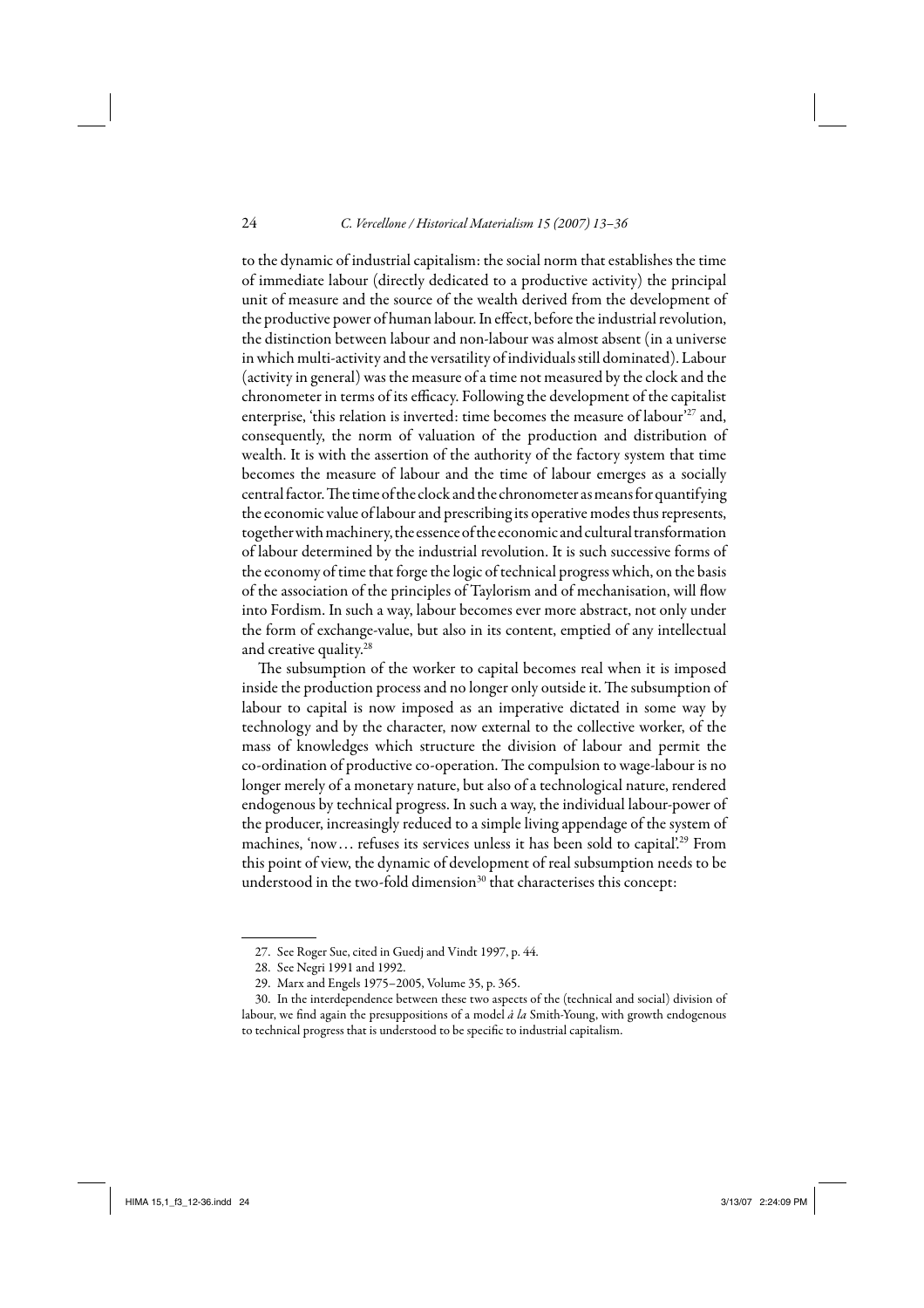to the dynamic of industrial capitalism: the social norm that establishes the time of immediate labour (directly dedicated to a productive activity) the principal unit of measure and the source of the wealth derived from the development of the productive power of human labour. In effect, before the industrial revolution, the distinction between labour and non-labour was almost absent (in a universe in which multi-activity and the versatility of individuals still dominated). Labour (activity in general) was the measure of a time not measured by the clock and the chronometer in terms of its efficacy. Following the development of the capitalist enterprise, 'this relation is inverted: time becomes the measure of labour'[27] and, consequently, the norm of valuation of the production and distribution of wealth. It is with the assertion of the authority of the factory system that time becomes the measure of labour and the time of labour emerges as a socially central factor. The time of the clock and the chronometer as means for quantifying the economic value of labour and prescribing its operative modes thus represents, together with machinery, the essence of the economic and cultural transformation of labour determined by the industrial revolution. It is such successive forms of the economy of time that forge the logic of technical progress which, on the basis of the association of the principles of Taylorism and of mechanisation, will flow into Fordism. In such a way, labour becomes ever more abstract, not only under the form of exchange-value, but also in its content, emptied of any intellectual and creative quality.[28]

The subsumption of the worker to capital becomes real when it is imposed inside the production process and no longer only outside it. The subsumption of labour to capital is now imposed as an imperative dictated in some way by technology and by the character, now external to the collective worker, of the mass of knowledges which structure the division of labour and permit the co-ordination of productive co-operation. The compulsion to wage-labour is no longer merely of a monetary nature, but also of a technological nature, rendered endogenous by technical progress. In such a way, the individual labour-power of the producer, increasingly reduced to a simple living appendage of the system of machines, 'now… refuses its services unless it has been sold to capital'.[29] From this point of view, the dynamic of development of real subsumption needs to be understood in the two-fold dimension[30] that characterises this concept:

---

27. See Roger Sue, cited in Guedj and Vindt 1997, p. 44.

28. See Negri 1991 and 1992.

29. Marx and Engels 1975–2005, Volume 35, p. 365.

30. In the interdependence between these two aspects of the (technical and social) division of labour, we find again the presuppositions of a model *à la* Smith-Young, with growth endogenous to technical progress that is understood to be specific to industrial capitalism.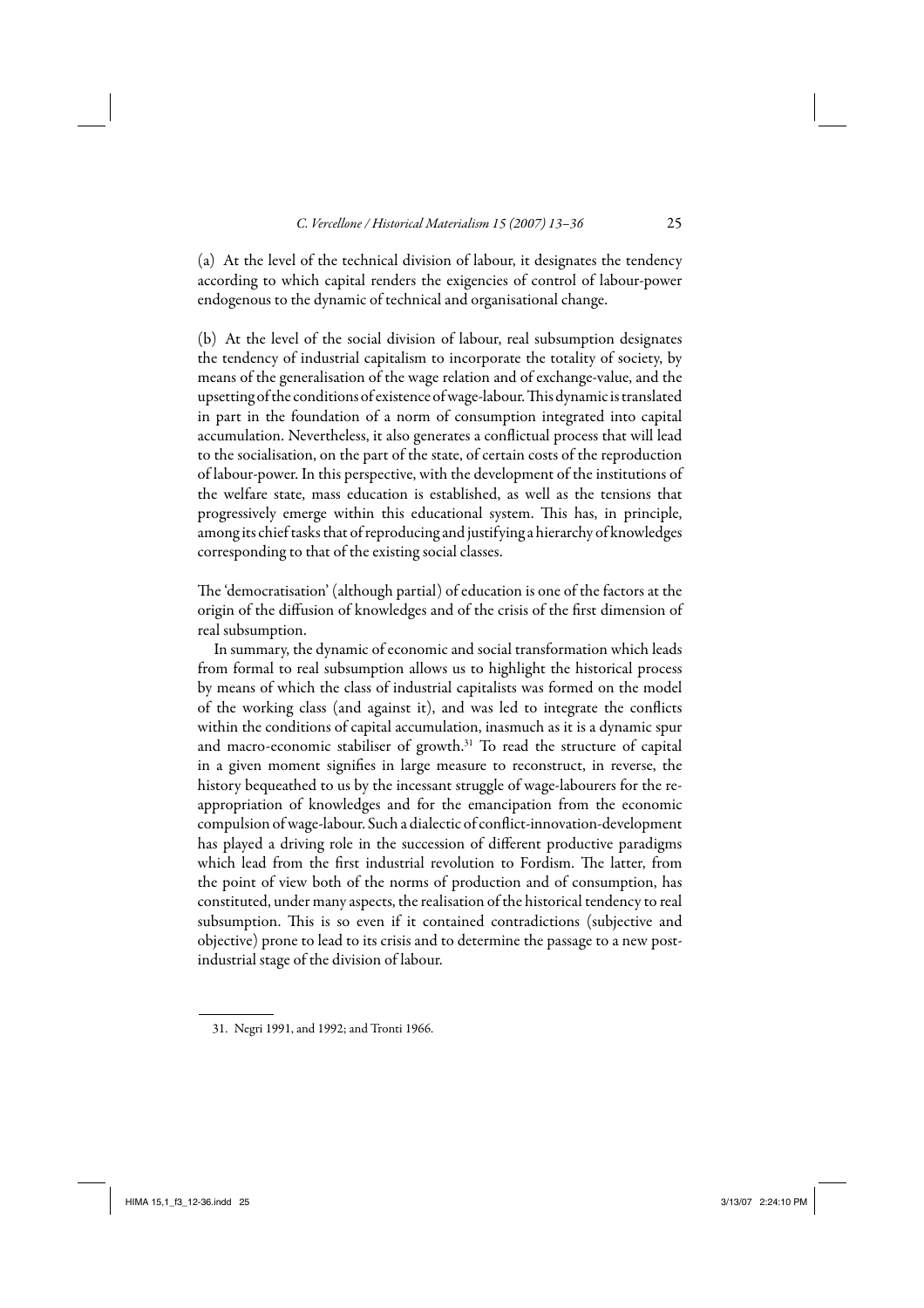(a) At the level of the technical division of labour, it designates the tendency according to which capital renders the exigencies of control of labour-power endogenous to the dynamic of technical and organisational change.

(b) At the level of the social division of labour, real subsumption designates the tendency of industrial capitalism to incorporate the totality of society, by means of the generalisation of the wage relation and of exchange-value, and the upsetting of the conditions of existence of wage-labour. This dynamic is translated in part in the foundation of a norm of consumption integrated into capital accumulation. Nevertheless, it also generates a conflictual process that will lead to the socialisation, on the part of the state, of certain costs of the reproduction of labour-power. In this perspective, with the development of the institutions of the welfare state, mass education is established, as well as the tensions that progressively emerge within this educational system. This has, in principle, among its chief tasks that of reproducing and justifying a hierarchy of knowledges corresponding to that of the existing social classes.

The 'democratisation' (although partial) of education is one of the factors at the origin of the diffusion of knowledges and of the crisis of the first dimension of real subsumption.

In summary, the dynamic of economic and social transformation which leads from formal to real subsumption allows us to highlight the historical process by means of which the class of industrial capitalists was formed on the model of the working class (and against it), and was led to integrate the conflicts within the conditions of capital accumulation, inasmuch as it is a dynamic spur and macro-economic stabiliser of growth.[31] To read the structure of capital in a given moment signifies in large measure to reconstruct, in reverse, the history bequeathed to us by the incessant struggle of wage-labourers for the re-appropriation of knowledges and for the emancipation from the economic compulsion of wage-labour. Such a dialectic of conflict-innovation-development has played a driving role in the succession of different productive paradigms which lead from the first industrial revolution to Fordism. The latter, from the point of view both of the norms of production and of consumption, has constituted, under many aspects, the realisation of the historical tendency to real subsumption. This is so even if it contained contradictions (subjective and objective) prone to lead to its crisis and to determine the passage to a new post-industrial stage of the division of labour.

---

31. Negri 1991, and 1992; and Tronti 1966.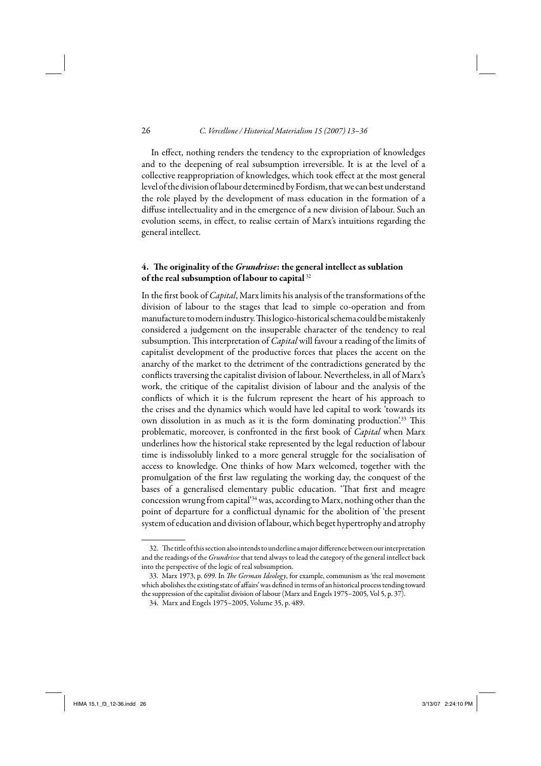In effect, nothing renders the tendency to the expropriation of knowledges and to the deepening of real subsumption irreversible. It is at the level of a collective reappropriation of knowledges, which took effect at the most general level of the division of labour determined by Fordism, that we can best understand the role played by the development of mass education in the formation of a diffuse intellectuality and in the emergence of a new division of labour. Such an evolution seems, in effect, to realise certain of Marx's intuitions regarding the general intellect.

## 4. The originality of the *Grundrisse*: the general intellect as sublation of the real subsumption of labour to capital [32]

In the first book of *Capital*, Marx limits his analysis of the transformations of the division of labour to the stages that lead to simple co-operation and from manufacture to modern industry. This logico-historical schema could be mistakenly considered a judgement on the insuperable character of the tendency to real subsumption. This interpretation of *Capital* will favour a reading of the limits of capitalist development of the productive forces that places the accent on the anarchy of the market to the detriment of the contradictions generated by the conflicts traversing the capitalist division of labour. Nevertheless, in all of Marx's work, the critique of the capitalist division of labour and the analysis of the conflicts of which it is the fulcrum represent the heart of his approach to the crises and the dynamics which would have led capital to work 'towards its own dissolution in as much as it is the form dominating production'.[33] This problematic, moreover, is confronted in the first book of *Capital* when Marx underlines how the historical stake represented by the legal reduction of labour time is indissolubly linked to a more general struggle for the socialisation of access to knowledge. One thinks of how Marx welcomed, together with the promulgation of the first law regulating the working day, the conquest of the bases of a generalised elementary public education. 'That first and meagre concession wrung from capital'[34] was, according to Marx, nothing other than the point of departure for a conflictual dynamic for the abolition of 'the present system of education and division of labour, which beget hypertrophy and atrophy

---

32. The title of this section also intends to underline a major difference between our interpretation and the readings of the *Grundrisse* that tend always to lead the category of the general intellect back into the perspective of the logic of real subsumption.

33. Marx 1973, p. 699. In *The German Ideology*, for example, communism as 'the real movement which abolishes the existing state of affairs' was defined in terms of an historical process tending toward the suppression of the capitalist division of labour (Marx and Engels 1975–2005, Vol 5, p. 37).

34. Marx and Engels 1975–2005, Volume 35, p. 489.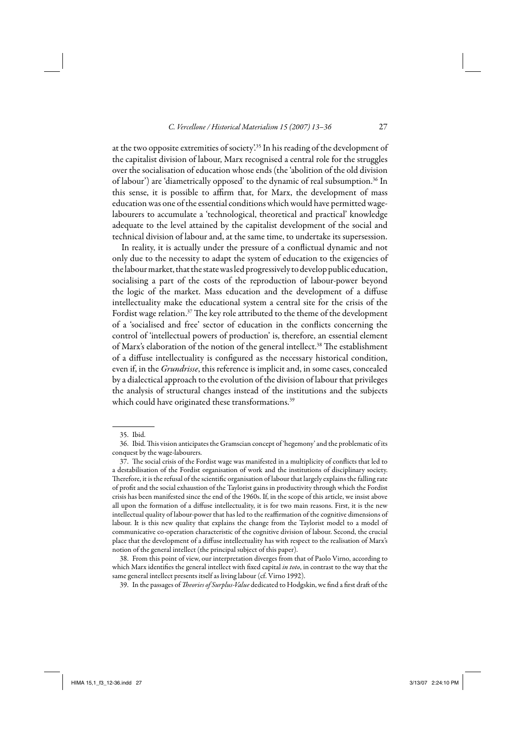at the two opposite extremities of society'.[35] In his reading of the development of the capitalist division of labour, Marx recognised a central role for the struggles over the socialisation of education whose ends (the 'abolition of the old division of labour') are 'diametrically opposed' to the dynamic of real subsumption.[36] In this sense, it is possible to affirm that, for Marx, the development of mass education was one of the essential conditions which would have permitted wage-labourers to accumulate a 'technological, theoretical and practical' knowledge adequate to the level attained by the capitalist development of the social and technical division of labour and, at the same time, to undertake its supersession.

In reality, it is actually under the pressure of a conflictual dynamic and not only due to the necessity to adapt the system of education to the exigencies of the labour market, that the state was led progressively to develop public education, socialising a part of the costs of the reproduction of labour-power beyond the logic of the market. Mass education and the development of a diffuse intellectuality make the educational system a central site for the crisis of the Fordist wage relation.[37] The key role attributed to the theme of the development of a 'socialised and free' sector of education in the conflicts concerning the control of 'intellectual powers of production' is, therefore, an essential element of Marx's elaboration of the notion of the general intellect.[38] The establishment of a diffuse intellectuality is configured as the necessary historical condition, even if, in the *Grundrisse*, this reference is implicit and, in some cases, concealed by a dialectical approach to the evolution of the division of labour that privileges the analysis of structural changes instead of the institutions and the subjects which could have originated these transformations.[39]

---

35. Ibid.

36. Ibid. This vision anticipates the Gramscian concept of 'hegemony' and the problematic of its conquest by the wage-labourers.

37. The social crisis of the Fordist wage was manifested in a multiplicity of conflicts that led to a destabilisation of the Fordist organisation of work and the institutions of disciplinary society. Therefore, it is the refusal of the scientific organisation of labour that largely explains the falling rate of profit and the social exhaustion of the Taylorist gains in productivity through which the Fordist crisis has been manifested since the end of the 1960s. If, in the scope of this article, we insist above all upon the formation of a diffuse intellectuality, it is for two main reasons. First, it is the new intellectual quality of labour-power that has led to the reaffirmation of the cognitive dimensions of labour. It is this new quality that explains the change from the Taylorist model to a model of communicative co-operation characteristic of the cognitive division of labour. Second, the crucial place that the development of a diffuse intellectuality has with respect to the realisation of Marx's notion of the general intellect (the principal subject of this paper).

38. From this point of view, our interpretation diverges from that of Paolo Virno, according to which Marx identifies the general intellect with fixed capital *in toto*, in contrast to the way that the same general intellect presents itself as living labour (cf. Virno 1992).

39. In the passages of *Theories of Surplus-Value* dedicated to Hodgskin, we find a first draft of the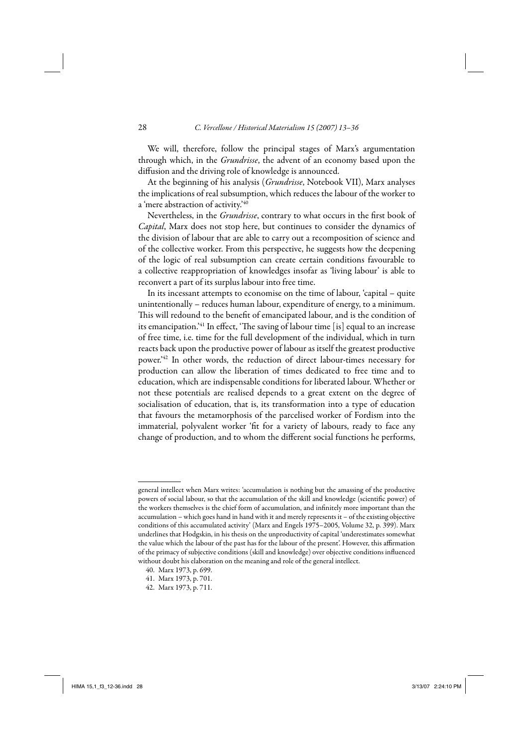We will, therefore, follow the principal stages of Marx's argumentation through which, in the *Grundrisse*, the advent of an economy based upon the diffusion and the driving role of knowledge is announced.

At the beginning of his analysis (*Grundrisse*, Notebook VII), Marx analyses the implications of real subsumption, which reduces the labour of the worker to a 'mere abstraction of activity.'[40]

Nevertheless, in the *Grundrisse*, contrary to what occurs in the first book of *Capital*, Marx does not stop here, but continues to consider the dynamics of the division of labour that are able to carry out a recomposition of science and of the collective worker. From this perspective, he suggests how the deepening of the logic of real subsumption can create certain conditions favourable to a collective reappropriation of knowledges insofar as 'living labour' is able to reconvert a part of its surplus labour into free time.

In its incessant attempts to economise on the time of labour, 'capital – quite unintentionally – reduces human labour, expenditure of energy, to a minimum. This will redound to the benefit of emancipated labour, and is the condition of its emancipation.'[41] In effect, 'The saving of labour time [is] equal to an increase of free time, i.e. time for the full development of the individual, which in turn reacts back upon the productive power of labour as itself the greatest productive power.'[42] In other words, the reduction of direct labour-times necessary for production can allow the liberation of times dedicated to free time and to education, which are indispensable conditions for liberated labour. Whether or not these potentials are realised depends to a great extent on the degree of socialisation of education, that is, its transformation into a type of education that favours the metamorphosis of the parcelised worker of Fordism into the immaterial, polyvalent worker 'fit for a variety of labours, ready to face any change of production, and to whom the different social functions he performs,

---

general intellect when Marx writes: 'accumulation is nothing but the amassing of the productive powers of social labour, so that the accumulation of the skill and knowledge (scientific power) of the workers themselves is the chief form of accumulation, and infinitely more important than the accumulation – which goes hand in hand with it and merely represents it – of the existing objective conditions of this accumulated activity' (Marx and Engels 1975–2005, Volume 32, p. 399). Marx underlines that Hodgskin, in his thesis on the unproductivity of capital 'underestimates somewhat the value which the labour of the past has for the labour of the present'. However, this affirmation of the primacy of subjective conditions (skill and knowledge) over objective conditions influenced without doubt his elaboration on the meaning and role of the general intellect.

40. Marx 1973, p. 699.

41. Marx 1973, p. 701.

42. Marx 1973, p. 711.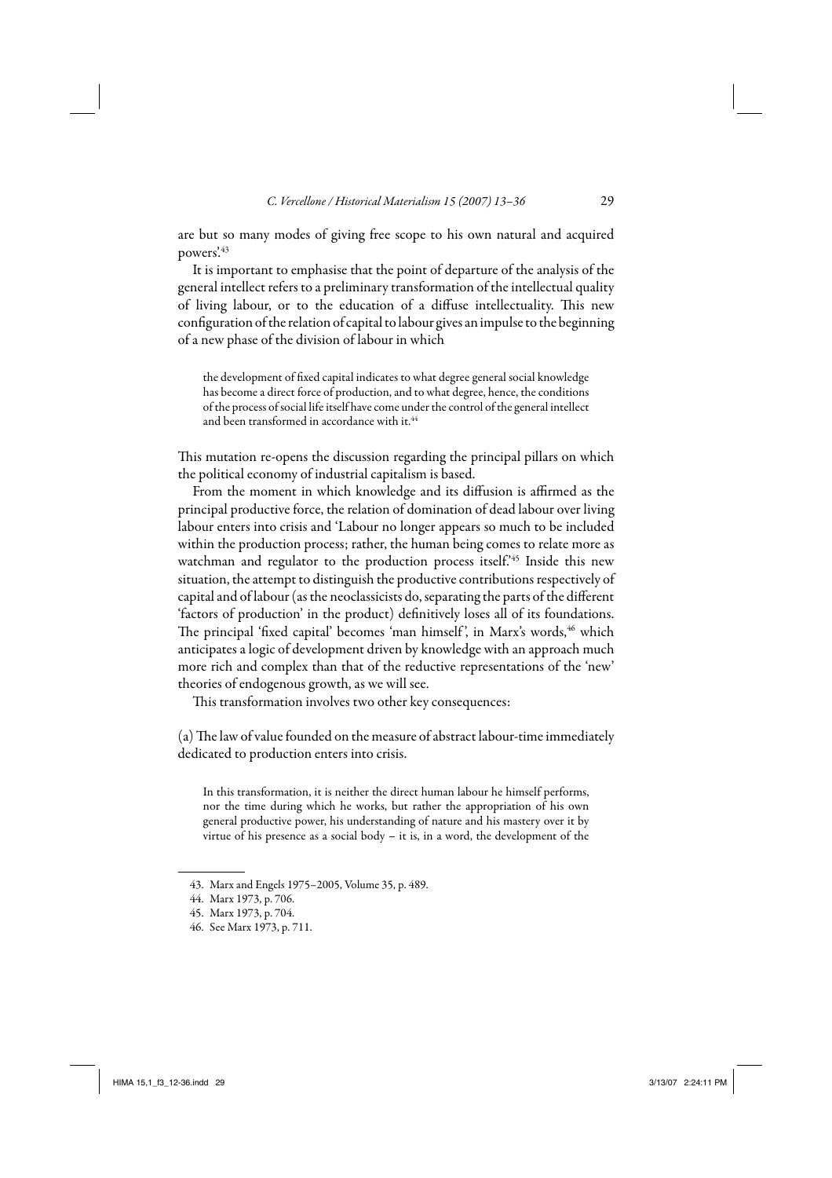are but so many modes of giving free scope to his own natural and acquired powers'.[43]

It is important to emphasise that the point of departure of the analysis of the general intellect refers to a preliminary transformation of the intellectual quality of living labour, or to the education of a diffuse intellectuality. This new configuration of the relation of capital to labour gives an impulse to the beginning of a new phase of the division of labour in which

> the development of fixed capital indicates to what degree general social knowledge has become a direct force of production, and to what degree, hence, the conditions of the process of social life itself have come under the control of the general intellect and been transformed in accordance with it.[44]

This mutation re-opens the discussion regarding the principal pillars on which the political economy of industrial capitalism is based.

From the moment in which knowledge and its diffusion is affirmed as the principal productive force, the relation of domination of dead labour over living labour enters into crisis and 'Labour no longer appears so much to be included within the production process; rather, the human being comes to relate more as watchman and regulator to the production process itself.'[45] Inside this new situation, the attempt to distinguish the productive contributions respectively of capital and of labour (as the neoclassicists do, separating the parts of the different 'factors of production' in the product) definitively loses all of its foundations. The principal 'fixed capital' becomes 'man himself', in Marx's words,[46] which anticipates a logic of development driven by knowledge with an approach much more rich and complex than that of the reductive representations of the 'new' theories of endogenous growth, as we will see.

This transformation involves two other key consequences:

(a) The law of value founded on the measure of abstract labour-time immediately dedicated to production enters into crisis.

> In this transformation, it is neither the direct human labour he himself performs, nor the time during which he works, but rather the appropriation of his own general productive power, his understanding of nature and his mastery over it by virtue of his presence as a social body – it is, in a word, the development of the

---

43. Marx and Engels 1975–2005, Volume 35, p. 489.
44. Marx 1973, p. 706.
45. Marx 1973, p. 704.
46. See Marx 1973, p. 711.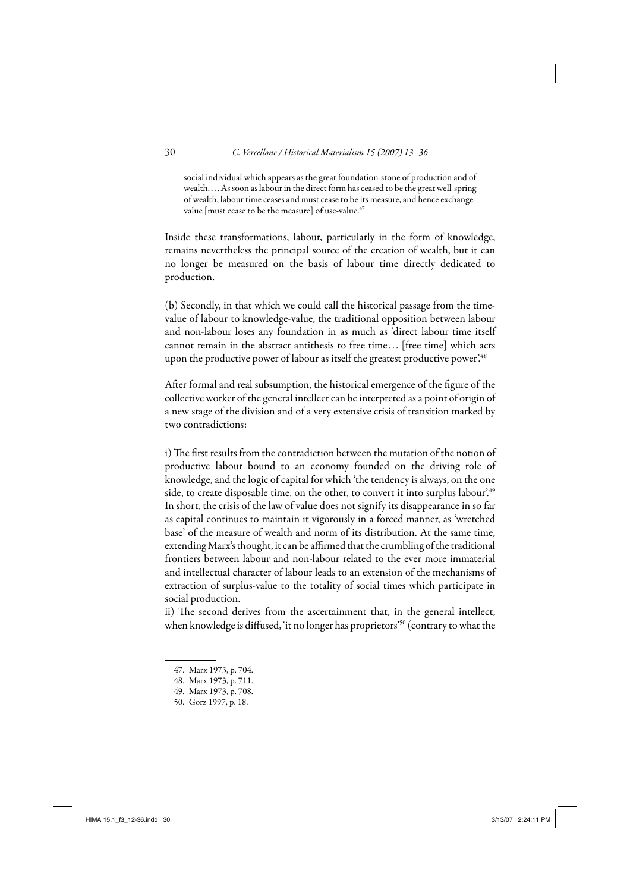> social individual which appears as the great foundation-stone of production and of wealth.... As soon as labour in the direct form has ceased to be the great well-spring of wealth, labour time ceases and must cease to be its measure, and hence exchange-value [must cease to be the measure] of use-value.[47]

Inside these transformations, labour, particularly in the form of knowledge, remains nevertheless the principal source of the creation of wealth, but it can no longer be measured on the basis of labour time directly dedicated to production.

(b) Secondly, in that which we could call the historical passage from the time-value of labour to knowledge-value, the traditional opposition between labour and non-labour loses any foundation in as much as 'direct labour time itself cannot remain in the abstract antithesis to free time... [free time] which acts upon the productive power of labour as itself the greatest productive power'.[48]

After formal and real subsumption, the historical emergence of the figure of the collective worker of the general intellect can be interpreted as a point of origin of a new stage of the division and of a very extensive crisis of transition marked by two contradictions:

i) The first results from the contradiction between the mutation of the notion of productive labour bound to an economy founded on the driving role of knowledge, and the logic of capital for which 'the tendency is always, on the one side, to create disposable time, on the other, to convert it into surplus labour'.[49] In short, the crisis of the law of value does not signify its disappearance in so far as capital continues to maintain it vigorously in a forced manner, as 'wretched base' of the measure of wealth and norm of its distribution. At the same time, extending Marx's thought, it can be affirmed that the crumbling of the traditional frontiers between labour and non-labour related to the ever more immaterial and intellectual character of labour leads to an extension of the mechanisms of extraction of surplus-value to the totality of social times which participate in social production.

ii) The second derives from the ascertainment that, in the general intellect, when knowledge is diffused, 'it no longer has proprietors'[50] (contrary to what the

---

47. Marx 1973, p. 704.

48. Marx 1973, p. 711.

49. Marx 1973, p. 708.

50. Gorz 1997, p. 18.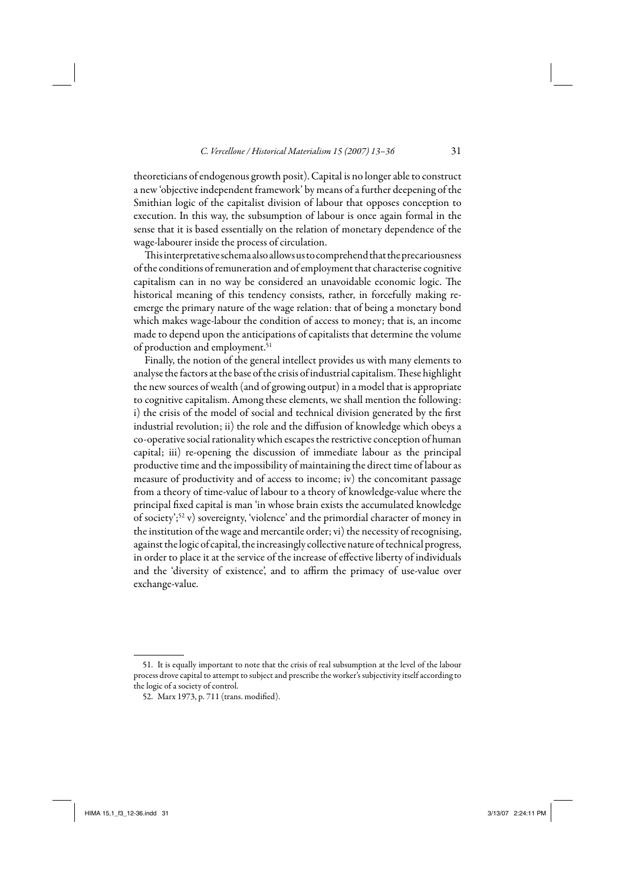theoreticians of endogenous growth posit). Capital is no longer able to construct a new 'objective independent framework' by means of a further deepening of the Smithian logic of the capitalist division of labour that opposes conception to execution. In this way, the subsumption of labour is once again formal in the sense that it is based essentially on the relation of monetary dependence of the wage-labourer inside the process of circulation.

This interpretative schema also allows us to comprehend that the precariousness of the conditions of remuneration and of employment that characterise cognitive capitalism can in no way be considered an unavoidable economic logic. The historical meaning of this tendency consists, rather, in forcefully making re-emerge the primary nature of the wage relation: that of being a monetary bond which makes wage-labour the condition of access to money; that is, an income made to depend upon the anticipations of capitalists that determine the volume of production and employment.[51]

Finally, the notion of the general intellect provides us with many elements to analyse the factors at the base of the crisis of industrial capitalism. These highlight the new sources of wealth (and of growing output) in a model that is appropriate to cognitive capitalism. Among these elements, we shall mention the following: i) the crisis of the model of social and technical division generated by the first industrial revolution; ii) the role and the diffusion of knowledge which obeys a co-operative social rationality which escapes the restrictive conception of human capital; iii) re-opening the discussion of immediate labour as the principal productive time and the impossibility of maintaining the direct time of labour as measure of productivity and of access to income; iv) the concomitant passage from a theory of time-value of labour to a theory of knowledge-value where the principal fixed capital is man 'in whose brain exists the accumulated knowledge of society';[52] v) sovereignty, 'violence' and the primordial character of money in the institution of the wage and mercantile order; vi) the necessity of recognising, against the logic of capital, the increasingly collective nature of technical progress, in order to place it at the service of the increase of effective liberty of individuals and the 'diversity of existence', and to affirm the primacy of use-value over exchange-value.

---

51. It is equally important to note that the crisis of real subsumption at the level of the labour process drove capital to attempt to subject and prescribe the worker's subjectivity itself according to the logic of a society of control.

52. Marx 1973, p. 711 (trans. modified).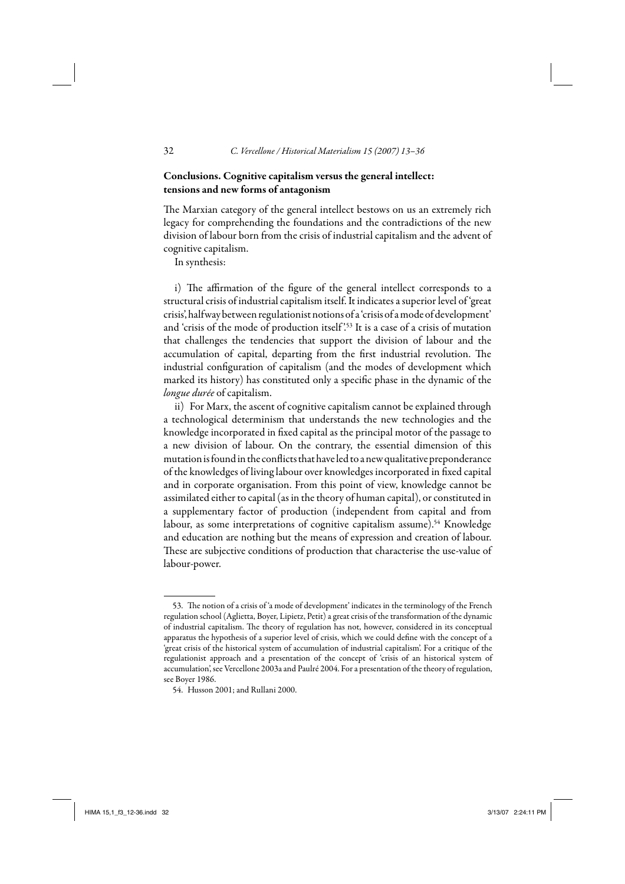## Conclusions. Cognitive capitalism versus the general intellect: tensions and new forms of antagonism

The Marxian category of the general intellect bestows on us an extremely rich legacy for comprehending the foundations and the contradictions of the new division of labour born from the crisis of industrial capitalism and the advent of cognitive capitalism.

In synthesis:

i) The affirmation of the figure of the general intellect corresponds to a structural crisis of industrial capitalism itself. It indicates a superior level of 'great crisis', halfway between regulationist notions of a 'crisis of a mode of development' and 'crisis of the mode of production itself'.[53] It is a case of a crisis of mutation that challenges the tendencies that support the division of labour and the accumulation of capital, departing from the first industrial revolution. The industrial configuration of capitalism (and the modes of development which marked its history) has constituted only a specific phase in the dynamic of the *longue durée* of capitalism.

ii) For Marx, the ascent of cognitive capitalism cannot be explained through a technological determinism that understands the new technologies and the knowledge incorporated in fixed capital as the principal motor of the passage to a new division of labour. On the contrary, the essential dimension of this mutation is found in the conflicts that have led to a new qualitative preponderance of the knowledges of living labour over knowledges incorporated in fixed capital and in corporate organisation. From this point of view, knowledge cannot be assimilated either to capital (as in the theory of human capital), or constituted in a supplementary factor of production (independent from capital and from labour, as some interpretations of cognitive capitalism assume).[54] Knowledge and education are nothing but the means of expression and creation of labour. These are subjective conditions of production that characterise the use-value of labour-power.

---

53. The notion of a crisis of 'a mode of development' indicates in the terminology of the French regulation school (Aglietta, Boyer, Lipietz, Petit) a great crisis of the transformation of the dynamic of industrial capitalism. The theory of regulation has not, however, considered in its conceptual apparatus the hypothesis of a superior level of crisis, which we could define with the concept of a 'great crisis of the historical system of accumulation of industrial capitalism'. For a critique of the regulationist approach and a presentation of the concept of 'crisis of an historical system of accumulation', see Vercellone 2003a and Paulré 2004. For a presentation of the theory of regulation, see Boyer 1986.

54. Husson 2001; and Rullani 2000.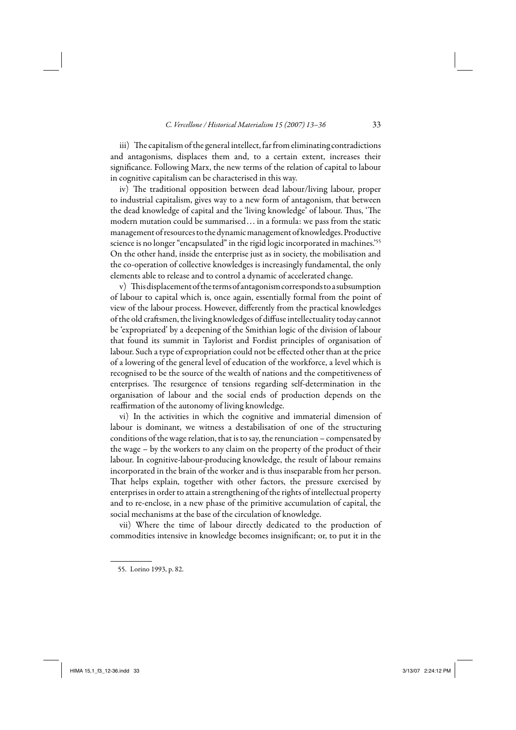iii) The capitalism of the general intellect, far from eliminating contradictions and antagonisms, displaces them and, to a certain extent, increases their significance. Following Marx, the new terms of the relation of capital to labour in cognitive capitalism can be characterised in this way.

iv) The traditional opposition between dead labour/living labour, proper to industrial capitalism, gives way to a new form of antagonism, that between the dead knowledge of capital and the 'living knowledge' of labour. Thus, 'The modern mutation could be summarised … in a formula: we pass from the static management of resources to the dynamic management of knowledges. Productive science is no longer "encapsulated" in the rigid logic incorporated in machines.'[55] On the other hand, inside the enterprise just as in society, the mobilisation and the co-operation of collective knowledges is increasingly fundamental, the only elements able to release and to control a dynamic of accelerated change.

v) This displacement of the terms of antagonism corresponds to a subsumption of labour to capital which is, once again, essentially formal from the point of view of the labour process. However, differently from the practical knowledges of the old craftsmen, the living knowledges of diffuse intellectuality today cannot be 'expropriated' by a deepening of the Smithian logic of the division of labour that found its summit in Taylorist and Fordist principles of organisation of labour. Such a type of expropriation could not be effected other than at the price of a lowering of the general level of education of the workforce, a level which is recognised to be the source of the wealth of nations and the competitiveness of enterprises. The resurgence of tensions regarding self-determination in the organisation of labour and the social ends of production depends on the reaffirmation of the autonomy of living knowledge.

vi) In the activities in which the cognitive and immaterial dimension of labour is dominant, we witness a destabilisation of one of the structuring conditions of the wage relation, that is to say, the renunciation – compensated by the wage – by the workers to any claim on the property of the product of their labour. In cognitive-labour-producing knowledge, the result of labour remains incorporated in the brain of the worker and is thus inseparable from her person. That helps explain, together with other factors, the pressure exercised by enterprises in order to attain a strengthening of the rights of intellectual property and to re-enclose, in a new phase of the primitive accumulation of capital, the social mechanisms at the base of the circulation of knowledge.

vii) Where the time of labour directly dedicated to the production of commodities intensive in knowledge becomes insignificant; or, to put it in the

55. Lorino 1993, p. 82.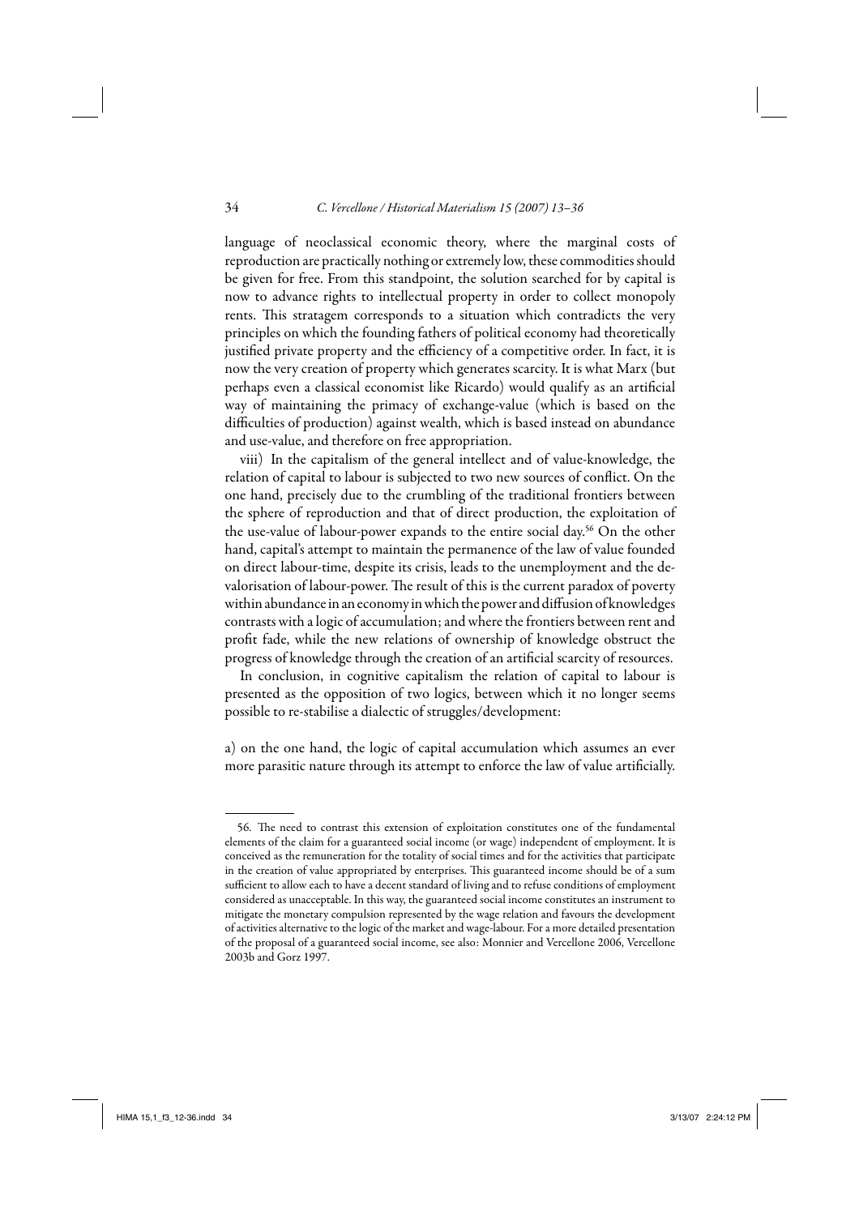language of neoclassical economic theory, where the marginal costs of reproduction are practically nothing or extremely low, these commodities should be given for free. From this standpoint, the solution searched for by capital is now to advance rights to intellectual property in order to collect monopoly rents. This stratagem corresponds to a situation which contradicts the very principles on which the founding fathers of political economy had theoretically justified private property and the efficiency of a competitive order. In fact, it is now the very creation of property which generates scarcity. It is what Marx (but perhaps even a classical economist like Ricardo) would qualify as an artificial way of maintaining the primacy of exchange-value (which is based on the difficulties of production) against wealth, which is based instead on abundance and use-value, and therefore on free appropriation.

viii) In the capitalism of the general intellect and of value-knowledge, the relation of capital to labour is subjected to two new sources of conflict. On the one hand, precisely due to the crumbling of the traditional frontiers between the sphere of reproduction and that of direct production, the exploitation of the use-value of labour-power expands to the entire social day.[56] On the other hand, capital's attempt to maintain the permanence of the law of value founded on direct labour-time, despite its crisis, leads to the unemployment and the de-valorisation of labour-power. The result of this is the current paradox of poverty within abundance in an economy in which the power and diffusion of knowledges contrasts with a logic of accumulation; and where the frontiers between rent and profit fade, while the new relations of ownership of knowledge obstruct the progress of knowledge through the creation of an artificial scarcity of resources.

In conclusion, in cognitive capitalism the relation of capital to labour is presented as the opposition of two logics, between which it no longer seems possible to re-stabilise a dialectic of struggles/development:

a) on the one hand, the logic of capital accumulation which assumes an ever more parasitic nature through its attempt to enforce the law of value artificially.

---

56. The need to contrast this extension of exploitation constitutes one of the fundamental elements of the claim for a guaranteed social income (or wage) independent of employment. It is conceived as the remuneration for the totality of social times and for the activities that participate in the creation of value appropriated by enterprises. This guaranteed income should be of a sum sufficient to allow each to have a decent standard of living and to refuse conditions of employment considered as unacceptable. In this way, the guaranteed social income constitutes an instrument to mitigate the monetary compulsion represented by the wage relation and favours the development of activities alternative to the logic of the market and wage-labour. For a more detailed presentation of the proposal of a guaranteed social income, see also: Monnier and Vercellone 2006, Vercellone 2003b and Gorz 1997.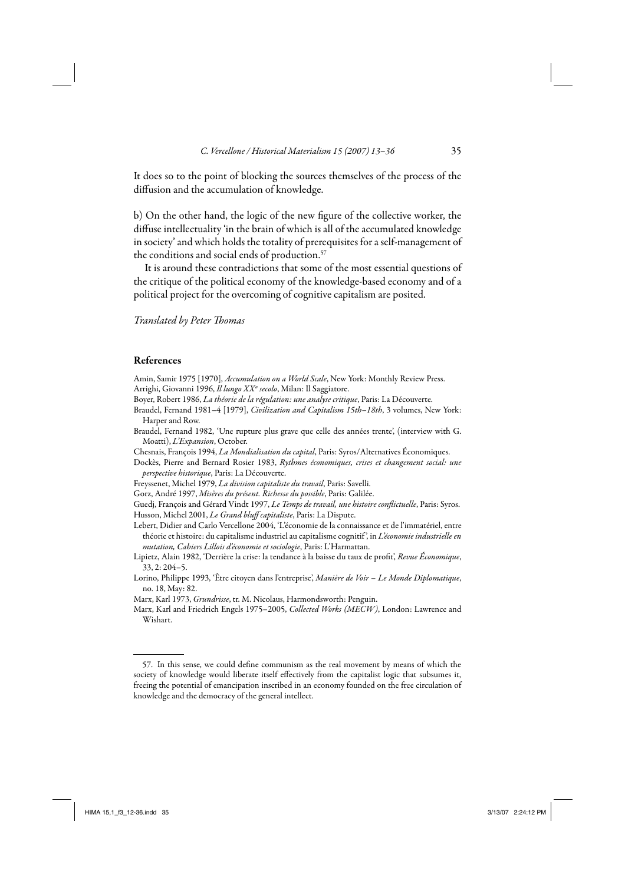It does so to the point of blocking the sources themselves of the process of the diffusion and the accumulation of knowledge.

b) On the other hand, the logic of the new figure of the collective worker, the diffuse intellectuality 'in the brain of which is all of the accumulated knowledge in society' and which holds the totality of prerequisites for a self-management of the conditions and social ends of production.[57]

It is around these contradictions that some of the most essential questions of the critique of the political economy of the knowledge-based economy and of a political project for the overcoming of cognitive capitalism are posited.

*Translated by Peter Thomas*

## References

Amin, Samir 1975 [1970], *Accumulation on a World Scale*, New York: Monthly Review Press.

Arrighi, Giovanni 1996, *Il lungo XX° secolo*, Milan: Il Saggiatore.

Boyer, Robert 1986, *La théorie de la régulation: une analyse critique*, Paris: La Découverte.

Braudel, Fernand 1981–4 [1979], *Civilization and Capitalism 15th–18th*, 3 volumes, New York: Harper and Row.

Braudel, Fernand 1982, 'Une rupture plus grave que celle des années trente', (interview with G. Moatti), *L'Expansion*, October.

Chesnais, François 1994, *La Mondialisation du capital*, Paris: Syros/Alternatives Économiques.

Dockès, Pierre and Bernard Rosier 1983, *Rythmes économiques, crises et changement social: une perspective historique*, Paris: La Découverte.

Freyssenet, Michel 1979, *La division capitaliste du travail*, Paris: Savelli.

Gorz, André 1997, *Misères du présent. Richesse du possible*, Paris: Galilée.

Guedj, François and Gérard Vindt 1997, *Le Temps de travail, une histoire conflictuelle*, Paris: Syros.

Husson, Michel 2001, *Le Grand bluff capitaliste*, Paris: La Dispute.

Lebert, Didier and Carlo Vercellone 2004, 'L'économie de la connaissance et de l'immatériel, entre théorie et histoire: du capitalisme industriel au capitalisme cognitif', in *L'économie industrielle en mutation, Cahiers Lillois d'économie et sociologie*, Paris: L'Harmattan.

Lipietz, Alain 1982, 'Derrière la crise: la tendance à la baisse du taux de profit', *Revue Économique*, 33, 2: 204–5.

Lorino, Philippe 1993, 'Être citoyen dans l'entreprise', *Manière de Voir – Le Monde Diplomatique*, no. 18, May: 82.

Marx, Karl 1973, *Grundrisse*, tr. M. Nicolaus, Harmondsworth: Penguin.

Marx, Karl and Friedrich Engels 1975–2005, *Collected Works (MECW)*, London: Lawrence and Wishart.

---

57. In this sense, we could define communism as the real movement by means of which the society of knowledge would liberate itself effectively from the capitalist logic that subsumes it, freeing the potential of emancipation inscribed in an economy founded on the free circulation of knowledge and the democracy of the general intellect.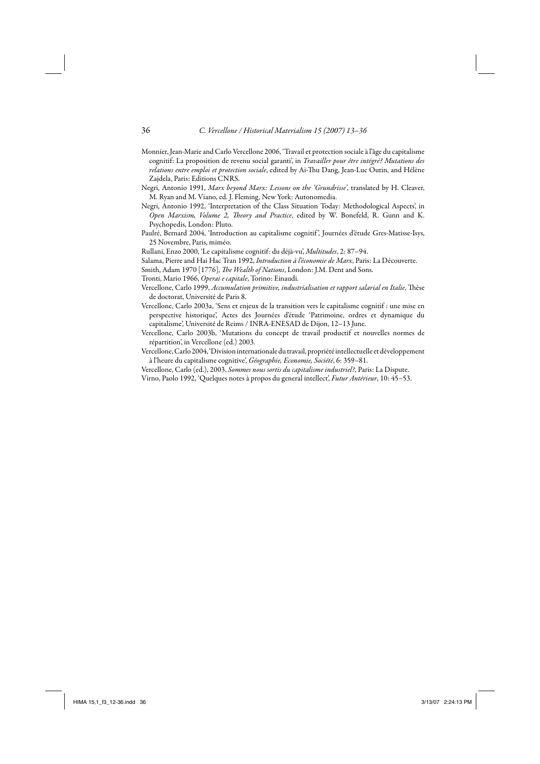Monnier, Jean-Marie and Carlo Vercellone 2006, 'Travail et protection sociale à l'âge du capitalisme cognitif: La proposition de revenu social garanti', in *Travailler pour être intégré? Mutations des relations entre emploi et protection sociale*, edited by Ai-Thu Dang, Jean-Luc Outin, and Hélène Zajdela, Paris: Editions CNRS.

Negri, Antonio 1991, *Marx beyond Marx: Lessons on the 'Grundrisse'*, translated by H. Cleaver, M. Ryan and M. Viano, ed. J. Fleming, New York: Autonomedia.

Negri, Antonio 1992, 'Interpretation of the Class Situation Today: Methodological Aspects', in *Open Marxism, Volume 2, Theory and Practice*, edited by W. Bonefeld, R. Gunn and K. Psychopedis, London: Pluto.

Paulré, Bernard 2004, 'Introduction au capitalisme cognitif', Journées d'étude Gres-Matisse-Isys, 25 Novembre, Paris, miméo.

Rullani, Enzo 2000, 'Le capitalisme cognitif: du déjà-vu', *Multitudes*, 2: 87–94.

Salama, Pierre and Hai Hac Tran 1992, *Introduction à l'économie de Marx*, Paris: La Découverte.

Smith, Adam 1970 [1776], *The Wealth of Nations*, London: J.M. Dent and Sons.

Tronti, Mario 1966, *Operai e capitale*, Torino: Einaudi.

Vercellone, Carlo 1999, *Accumulation primitive, industrialisation et rapport salarial en Italie*, Thèse de doctorat, Université de Paris 8.

Vercellone, Carlo 2003a, 'Sens et enjeux de la transition vers le capitalisme cognitif : une mise en perspective historique', Actes des Journées d'étude 'Patrimoine, ordres et dynamique du capitalisme', Université de Reims / INRA-ENESAD de Dijon, 12–13 June.

Vercellone, Carlo 2003b, 'Mutations du concept de travail productif et nouvelles normes de répartition', in Vercellone (ed.) 2003.

Vercellone, Carlo 2004, 'Division internationale du travail, propriété intellectuelle et développement à l'heure du capitalisme cognitive', *Géographie, Economie, Société*, 6: 359–81.

Vercellone, Carlo (ed.), 2003, *Sommes nous sortis du capitalisme industriel?*, Paris: La Dispute.

Virno, Paolo 1992, 'Quelques notes à propos du general intellect', *Futur Antérieur*, 10: 45–53.